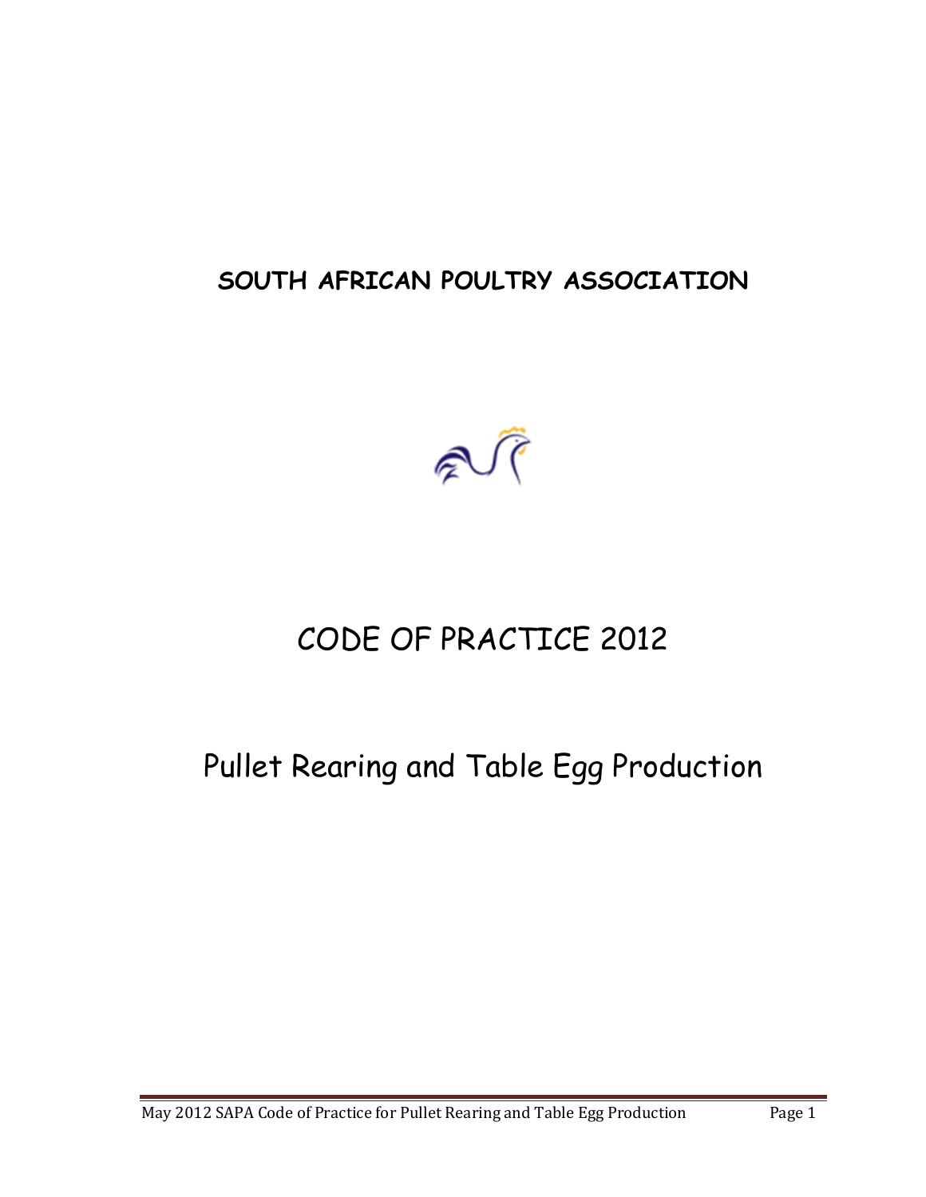# SOUTH AFRICAN POULTRY ASSOCIATION

# CODE OF PRACTICE 2012

## Pullet Rearing and Table Egg Production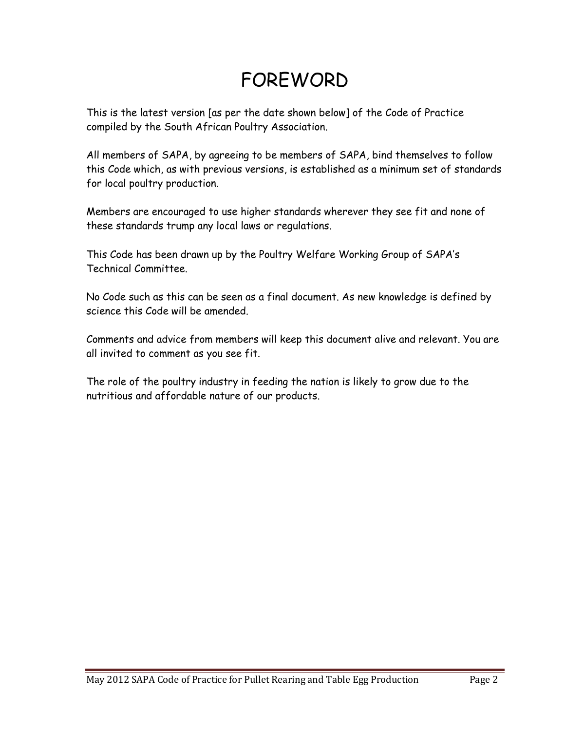# FOREWORD

This is the latest version [as per the date shown below] of the Code of Practice compiled by the South African Poultry Association.

All members of SAPA, by agreeing to be members of SAPA, bind themselves to follow this Code which, as with previous versions, is established as a minimum set of standards for local poultry production.

Members are encouraged to use higher standards wherever they see fit and none of these standards trump any local laws or regulations.

This Code has been drawn up by the Poultry Welfare Working Group of SAPA's Technical Committee.

No Code such as this can be seen as a final document. As new knowledge is defined by science this Code will be amended.

Comments and advice from members will keep this document alive and relevant. You are all invited to comment as you see fit.

The role of the poultry industry in feeding the nation is likely to grow due to the nutritious and affordable nature of our products.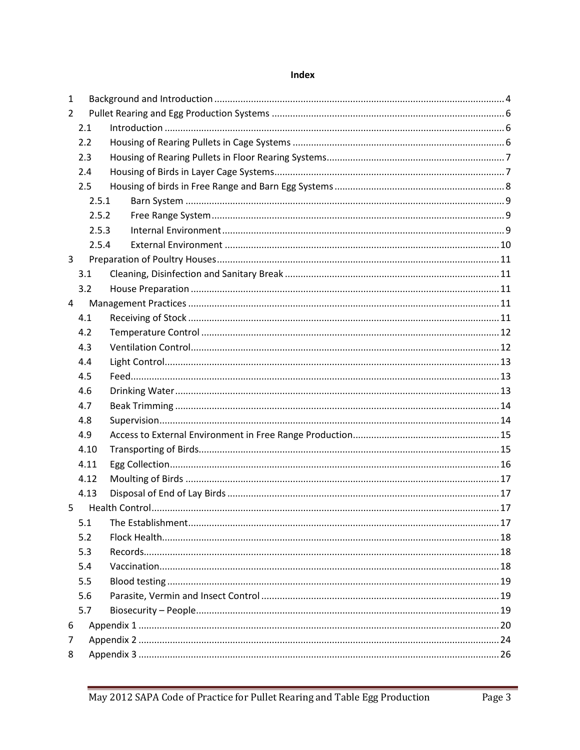# Index

| | | |
|---|---|---|
| 1 | Background and Introduction | 4 |
| 2 | Pullet Rearing and Egg Production Systems | 6 |
| 2.1 | Introduction | 6 |
| 2.2 | Housing of Rearing Pullets in Cage Systems | 6 |
| 2.3 | Housing of Rearing Pullets in Floor Rearing Systems | 7 |
| 2.4 | Housing of Birds in Layer Cage Systems | 7 |
| 2.5 | Housing of birds in Free Range and Barn Egg Systems | 8 |
| 2.5.1 | Barn System | 9 |
| 2.5.2 | Free Range System | 9 |
| 2.5.3 | Internal Environment | 9 |
| 2.5.4 | External Environment | 10 |
| 3 | Preparation of Poultry Houses | 11 |
| 3.1 | Cleaning, Disinfection and Sanitary Break | 11 |
| 3.2 | House Preparation | 11 |
| 4 | Management Practices | 11 |
| 4.1 | Receiving of Stock | 11 |
| 4.2 | Temperature Control | 12 |
| 4.3 | Ventilation Control | 12 |
| 4.4 | Light Control | 13 |
| 4.5 | Feed | 13 |
| 4.6 | Drinking Water | 13 |
| 4.7 | Beak Trimming | 14 |
| 4.8 | Supervision | 14 |
| 4.9 | Access to External Environment in Free Range Production | 15 |
| 4.10 | Transporting of Birds | 15 |
| 4.11 | Egg Collection | 16 |
| 4.12 | Moulting of Birds | 17 |
| 4.13 | Disposal of End of Lay Birds | 17 |
| 5 | Health Control | 17 |
| 5.1 | The Establishment | 17 |
| 5.2 | Flock Health | 18 |
| 5.3 | Records | 18 |
| 5.4 | Vaccination | 18 |
| 5.5 | Blood testing | 19 |
| 5.6 | Parasite, Vermin and Insect Control | 19 |
| 5.7 | Biosecurity – People | 19 |
| 6 | Appendix 1 | 20 |
| 7 | Appendix 2 | 24 |
| 8 | Appendix 3 | 26 |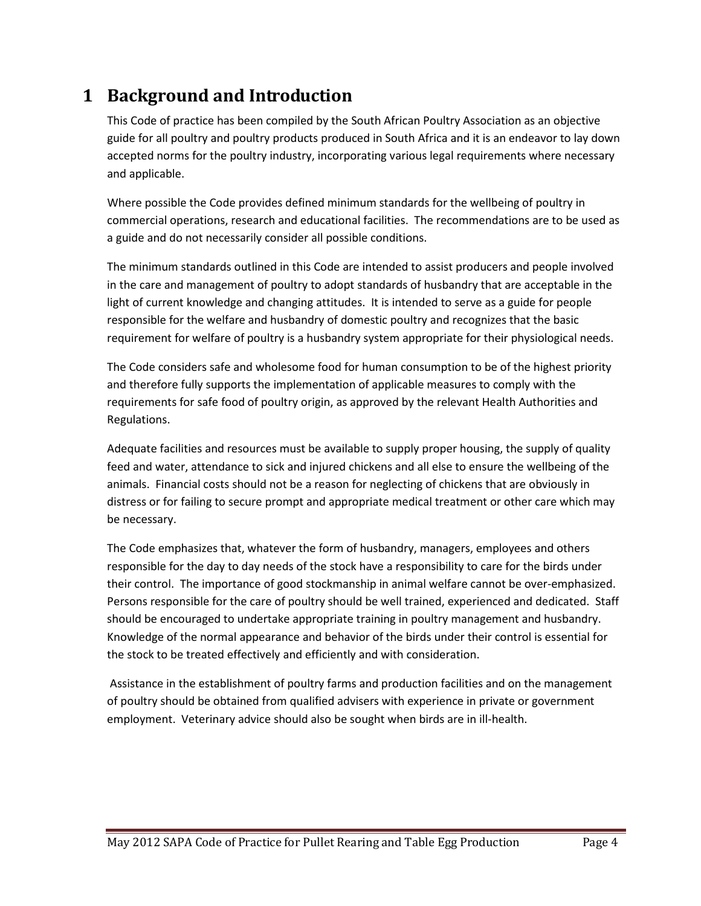# 1 Background and Introduction

This Code of practice has been compiled by the South African Poultry Association as an objective guide for all poultry and poultry products produced in South Africa and it is an endeavor to lay down accepted norms for the poultry industry, incorporating various legal requirements where necessary and applicable.

Where possible the Code provides defined minimum standards for the wellbeing of poultry in commercial operations, research and educational facilities. The recommendations are to be used as a guide and do not necessarily consider all possible conditions.

The minimum standards outlined in this Code are intended to assist producers and people involved in the care and management of poultry to adopt standards of husbandry that are acceptable in the light of current knowledge and changing attitudes. It is intended to serve as a guide for people responsible for the welfare and husbandry of domestic poultry and recognizes that the basic requirement for welfare of poultry is a husbandry system appropriate for their physiological needs.

The Code considers safe and wholesome food for human consumption to be of the highest priority and therefore fully supports the implementation of applicable measures to comply with the requirements for safe food of poultry origin, as approved by the relevant Health Authorities and Regulations.

Adequate facilities and resources must be available to supply proper housing, the supply of quality feed and water, attendance to sick and injured chickens and all else to ensure the wellbeing of the animals. Financial costs should not be a reason for neglecting of chickens that are obviously in distress or for failing to secure prompt and appropriate medical treatment or other care which may be necessary.

The Code emphasizes that, whatever the form of husbandry, managers, employees and others responsible for the day to day needs of the stock have a responsibility to care for the birds under their control. The importance of good stockmanship in animal welfare cannot be over-emphasized. Persons responsible for the care of poultry should be well trained, experienced and dedicated. Staff should be encouraged to undertake appropriate training in poultry management and husbandry. Knowledge of the normal appearance and behavior of the birds under their control is essential for the stock to be treated effectively and efficiently and with consideration.

Assistance in the establishment of poultry farms and production facilities and on the management of poultry should be obtained from qualified advisers with experience in private or government employment. Veterinary advice should also be sought when birds are in ill-health.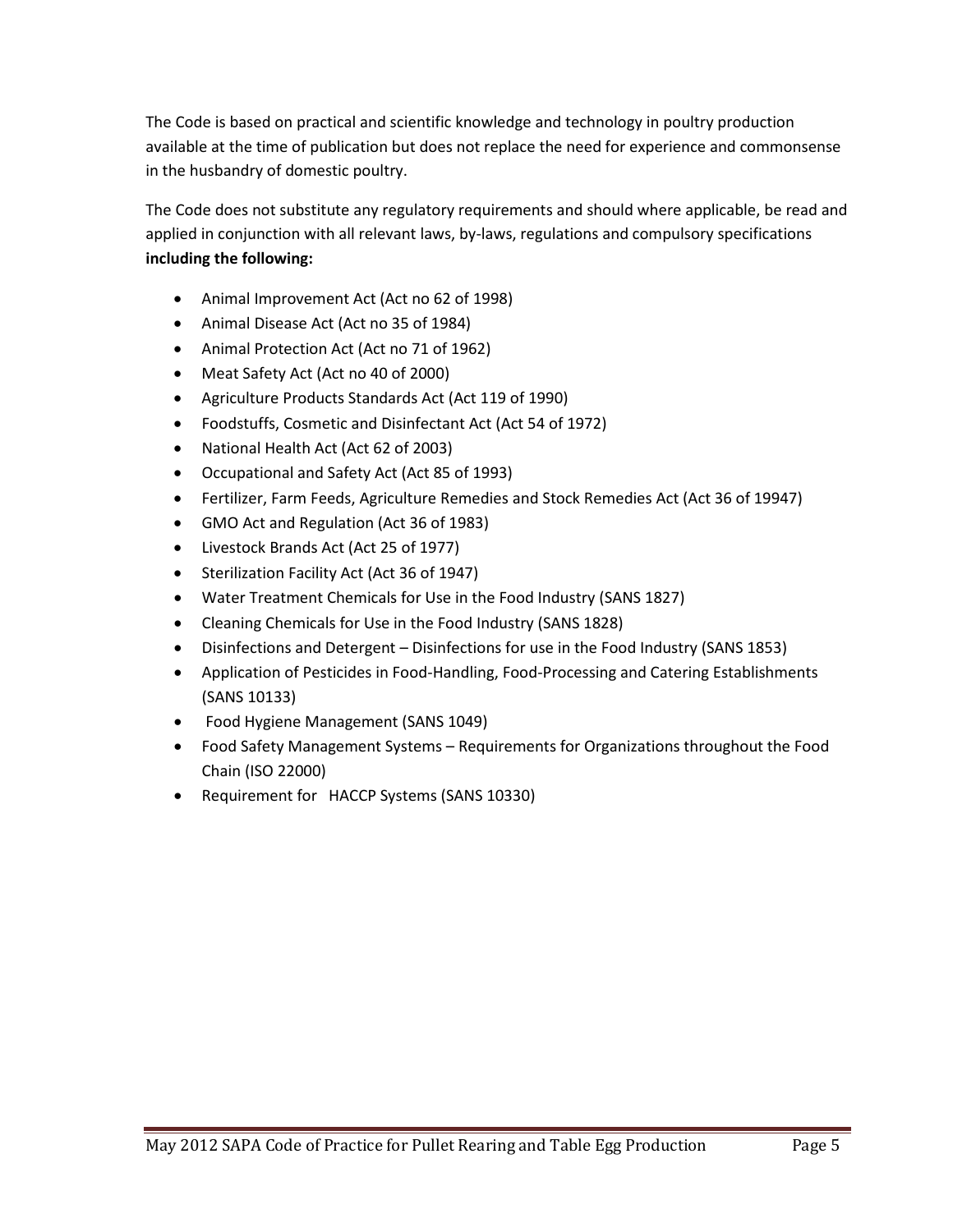The Code is based on practical and scientific knowledge and technology in poultry production available at the time of publication but does not replace the need for experience and commonsense in the husbandry of domestic poultry.

The Code does not substitute any regulatory requirements and should where applicable, be read and applied in conjunction with all relevant laws, by-laws, regulations and compulsory specifications **including the following:**

- Animal Improvement Act (Act no 62 of 1998)
- Animal Disease Act (Act no 35 of 1984)
- Animal Protection Act (Act no 71 of 1962)
- Meat Safety Act (Act no 40 of 2000)
- Agriculture Products Standards Act (Act 119 of 1990)
- Foodstuffs, Cosmetic and Disinfectant Act (Act 54 of 1972)
- National Health Act (Act 62 of 2003)
- Occupational and Safety Act (Act 85 of 1993)
- Fertilizer, Farm Feeds, Agriculture Remedies and Stock Remedies Act (Act 36 of 19947)
- GMO Act and Regulation (Act 36 of 1983)
- Livestock Brands Act (Act 25 of 1977)
- Sterilization Facility Act (Act 36 of 1947)
- Water Treatment Chemicals for Use in the Food Industry (SANS 1827)
- Cleaning Chemicals for Use in the Food Industry (SANS 1828)
- Disinfections and Detergent – Disinfections for use in the Food Industry (SANS 1853)
- Application of Pesticides in Food-Handling, Food-Processing and Catering Establishments (SANS 10133)
- Food Hygiene Management (SANS 1049)
- Food Safety Management Systems – Requirements for Organizations throughout the Food Chain (ISO 22000)
- Requirement for HACCP Systems (SANS 10330)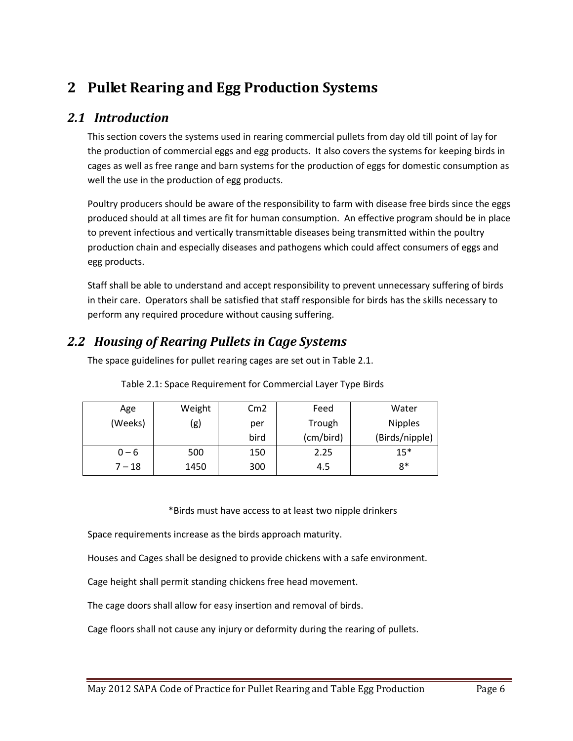## 2 Pullet Rearing and Egg Production Systems

### *2.1 Introduction*

This section covers the systems used in rearing commercial pullets from day old till point of lay for the production of commercial eggs and egg products. It also covers the systems for keeping birds in cages as well as free range and barn systems for the production of eggs for domestic consumption as well the use in the production of egg products.

Poultry producers should be aware of the responsibility to farm with disease free birds since the eggs produced should at all times are fit for human consumption. An effective program should be in place to prevent infectious and vertically transmittable diseases being transmitted within the poultry production chain and especially diseases and pathogens which could affect consumers of eggs and egg products.

Staff shall be able to understand and accept responsibility to prevent unnecessary suffering of birds in their care. Operators shall be satisfied that staff responsible for birds has the skills necessary to perform any required procedure without causing suffering.

### *2.2 Housing of Rearing Pullets in Cage Systems*

The space guidelines for pullet rearing cages are set out in Table 2.1.

Table 2.1: Space Requirement for Commercial Layer Type Birds

| Age (Weeks) | Weight (g) | Cm2 per bird | Feed Trough (cm/bird) | Water Nipples (Birds/nipple) |
|---|---|---|---|---|
| 0 – 6 | 500 | 150 | 2.25 | 15* |
| 7 – 18 | 1450 | 300 | 4.5 | 8* |

*Birds must have access to at least two nipple drinkers

Space requirements increase as the birds approach maturity.

Houses and Cages shall be designed to provide chickens with a safe environment.

Cage height shall permit standing chickens free head movement.

The cage doors shall allow for easy insertion and removal of birds.

Cage floors shall not cause any injury or deformity during the rearing of pullets.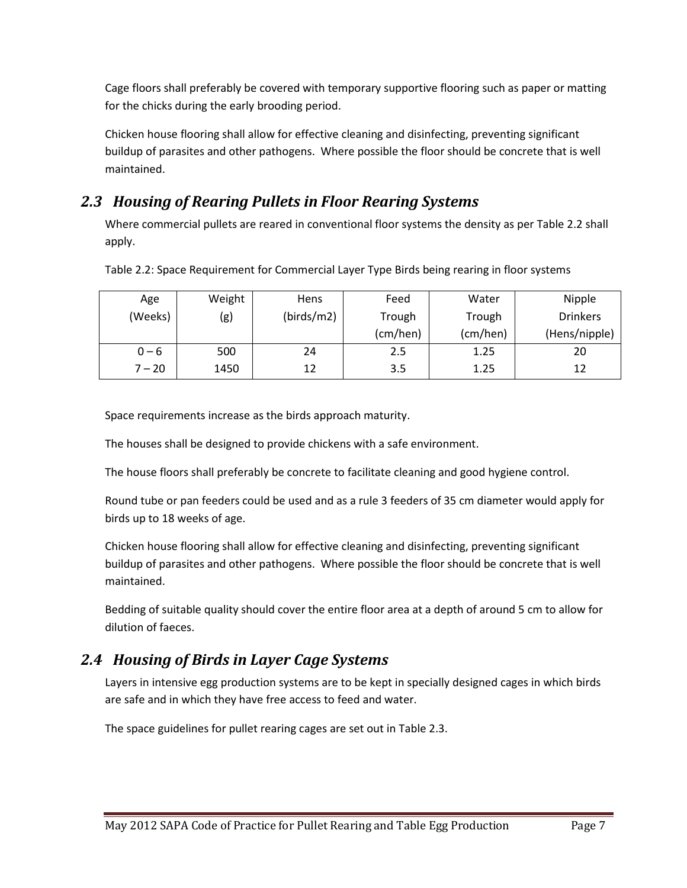Cage floors shall preferably be covered with temporary supportive flooring such as paper or matting for the chicks during the early brooding period.

Chicken house flooring shall allow for effective cleaning and disinfecting, preventing significant buildup of parasites and other pathogens. Where possible the floor should be concrete that is well maintained.

## *2.3 Housing of Rearing Pullets in Floor Rearing Systems*

Where commercial pullets are reared in conventional floor systems the density as per Table 2.2 shall apply.

Table 2.2: Space Requirement for Commercial Layer Type Birds being rearing in floor systems

| Age (Weeks) | Weight (g) | Hens (birds/m2) | Feed Trough (cm/hen) | Water Trough (cm/hen) | Nipple Drinkers (Hens/nipple) |
|---|---|---|---|---|---|
| 0 – 6 | 500 | 24 | 2.5 | 1.25 | 20 |
| 7 – 20 | 1450 | 12 | 3.5 | 1.25 | 12 |

Space requirements increase as the birds approach maturity.

The houses shall be designed to provide chickens with a safe environment.

The house floors shall preferably be concrete to facilitate cleaning and good hygiene control.

Round tube or pan feeders could be used and as a rule 3 feeders of 35 cm diameter would apply for birds up to 18 weeks of age.

Chicken house flooring shall allow for effective cleaning and disinfecting, preventing significant buildup of parasites and other pathogens. Where possible the floor should be concrete that is well maintained.

Bedding of suitable quality should cover the entire floor area at a depth of around 5 cm to allow for dilution of faeces.

## *2.4 Housing of Birds in Layer Cage Systems*

Layers in intensive egg production systems are to be kept in specially designed cages in which birds are safe and in which they have free access to feed and water.

The space guidelines for pullet rearing cages are set out in Table 2.3.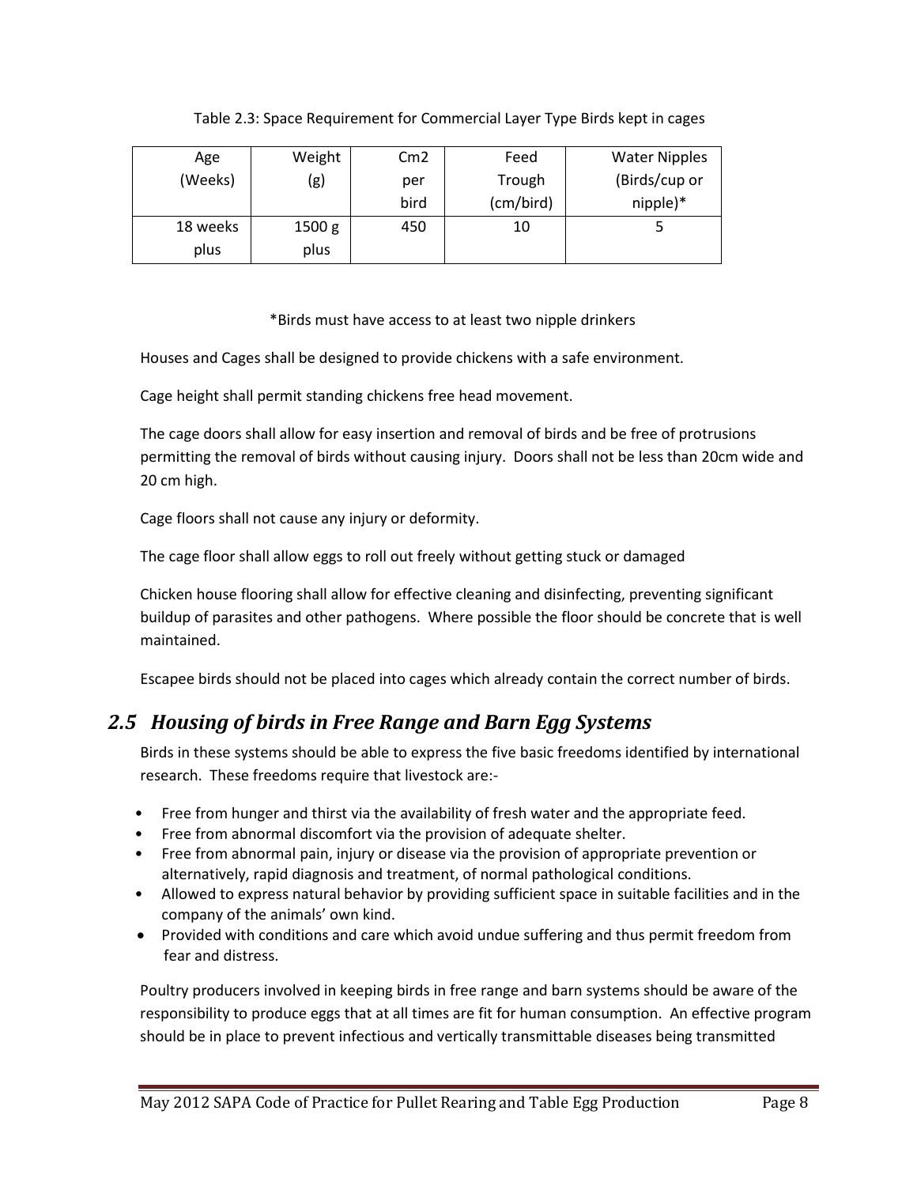Table 2.3: Space Requirement for Commercial Layer Type Birds kept in cages

| Age (Weeks) | Weight (g) | Cm2 per bird | Feed Trough (cm/bird) | Water Nipples (Birds/cup or nipple)* |
|---|---|---|---|---|
| 18 weeks plus | 1500 g plus | 450 | 10 | 5 |

*Birds must have access to at least two nipple drinkers

Houses and Cages shall be designed to provide chickens with a safe environment.

Cage height shall permit standing chickens free head movement.

The cage doors shall allow for easy insertion and removal of birds and be free of protrusions permitting the removal of birds without causing injury. Doors shall not be less than 20cm wide and 20 cm high.

Cage floors shall not cause any injury or deformity.

The cage floor shall allow eggs to roll out freely without getting stuck or damaged

Chicken house flooring shall allow for effective cleaning and disinfecting, preventing significant buildup of parasites and other pathogens. Where possible the floor should be concrete that is well maintained.

Escapee birds should not be placed into cages which already contain the correct number of birds.

## *2.5 Housing of birds in Free Range and Barn Egg Systems*

Birds in these systems should be able to express the five basic freedoms identified by international research. These freedoms require that livestock are:-

- Free from hunger and thirst via the availability of fresh water and the appropriate feed.
- Free from abnormal discomfort via the provision of adequate shelter.
- Free from abnormal pain, injury or disease via the provision of appropriate prevention or alternatively, rapid diagnosis and treatment, of normal pathological conditions.
- Allowed to express natural behavior by providing sufficient space in suitable facilities and in the company of the animals' own kind.
- Provided with conditions and care which avoid undue suffering and thus permit freedom from fear and distress.

Poultry producers involved in keeping birds in free range and barn systems should be aware of the responsibility to produce eggs that at all times are fit for human consumption. An effective program should be in place to prevent infectious and vertically transmittable diseases being transmitted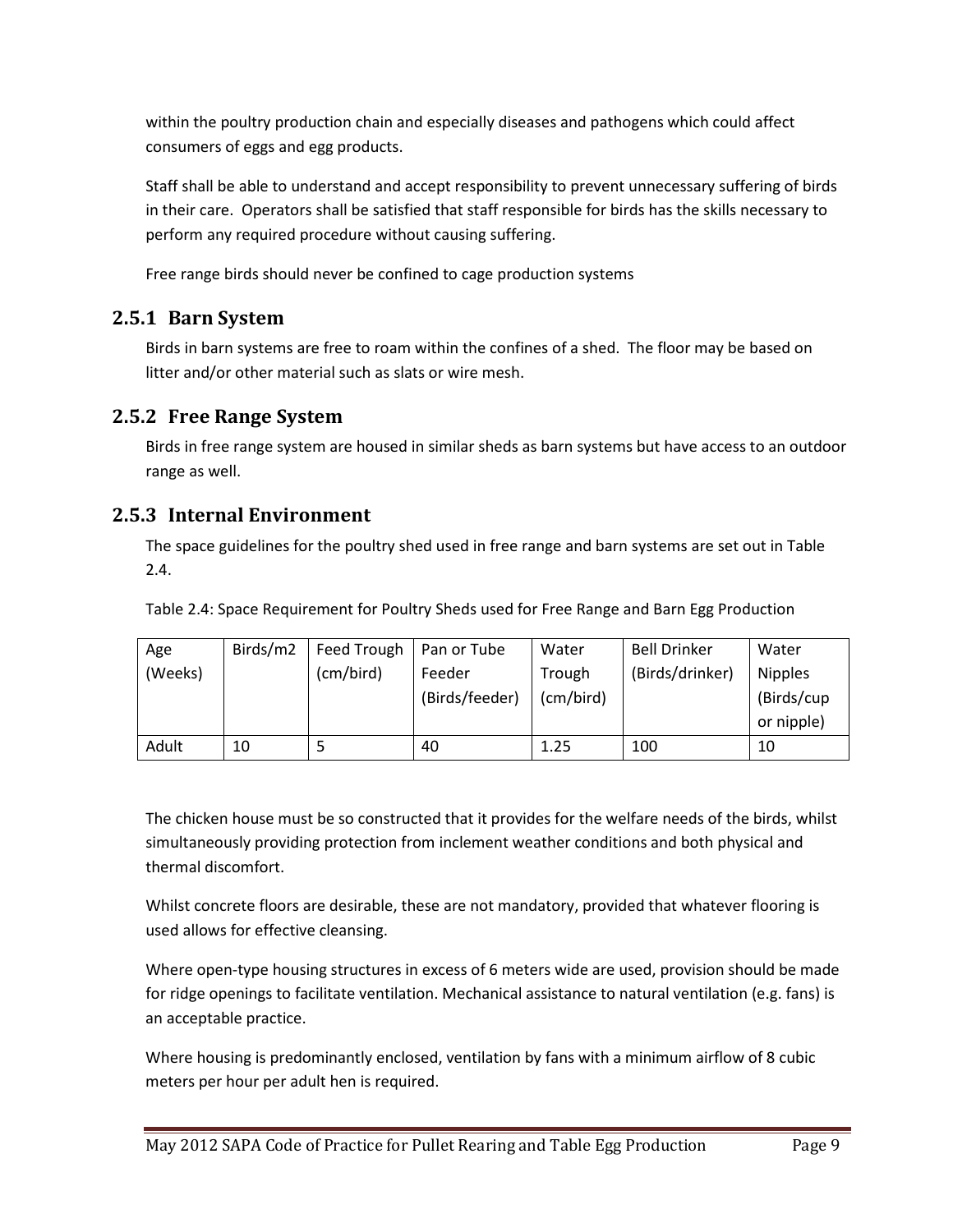within the poultry production chain and especially diseases and pathogens which could affect consumers of eggs and egg products.

Staff shall be able to understand and accept responsibility to prevent unnecessary suffering of birds in their care. Operators shall be satisfied that staff responsible for birds has the skills necessary to perform any required procedure without causing suffering.

Free range birds should never be confined to cage production systems

### 2.5.1 Barn System

Birds in barn systems are free to roam within the confines of a shed. The floor may be based on litter and/or other material such as slats or wire mesh.

### 2.5.2 Free Range System

Birds in free range system are housed in similar sheds as barn systems but have access to an outdoor range as well.

### 2.5.3 Internal Environment

The space guidelines for the poultry shed used in free range and barn systems are set out in Table 2.4.

Table 2.4: Space Requirement for Poultry Sheds used for Free Range and Barn Egg Production

| Age (Weeks) | Birds/m2 | Feed Trough (cm/bird) | Pan or Tube Feeder (Birds/feeder) | Water Trough (cm/bird) | Bell Drinker (Birds/drinker) | Water Nipples (Birds/cup or nipple) |
|---|---|---|---|---|---|---|
| Adult | 10 | 5 | 40 | 1.25 | 100 | 10 |

The chicken house must be so constructed that it provides for the welfare needs of the birds, whilst simultaneously providing protection from inclement weather conditions and both physical and thermal discomfort.

Whilst concrete floors are desirable, these are not mandatory, provided that whatever flooring is used allows for effective cleansing.

Where open-type housing structures in excess of 6 meters wide are used, provision should be made for ridge openings to facilitate ventilation. Mechanical assistance to natural ventilation (e.g. fans) is an acceptable practice.

Where housing is predominantly enclosed, ventilation by fans with a minimum airflow of 8 cubic meters per hour per adult hen is required.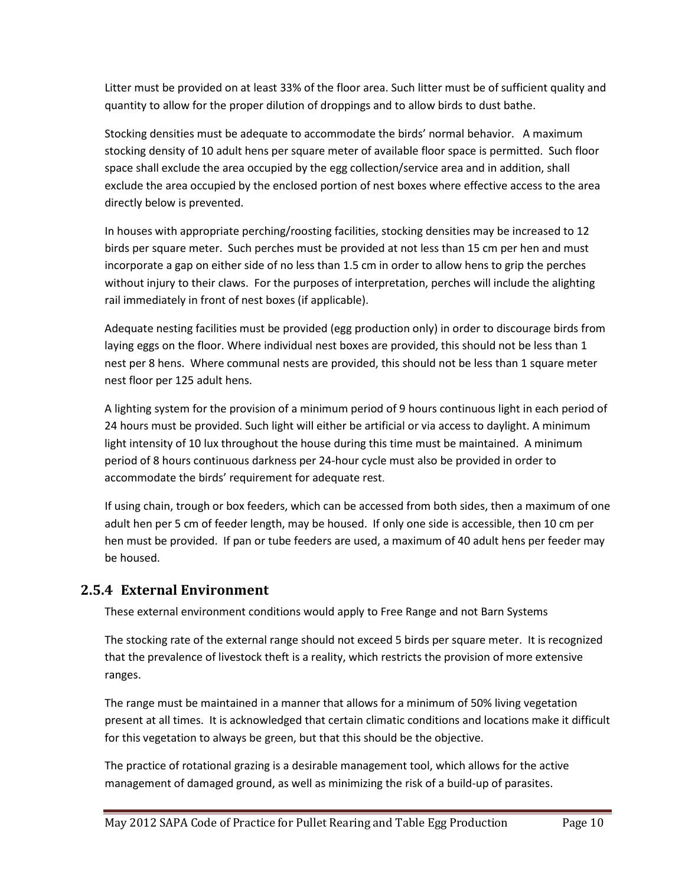Litter must be provided on at least 33% of the floor area. Such litter must be of sufficient quality and quantity to allow for the proper dilution of droppings and to allow birds to dust bathe.

Stocking densities must be adequate to accommodate the birds' normal behavior. A maximum stocking density of 10 adult hens per square meter of available floor space is permitted. Such floor space shall exclude the area occupied by the egg collection/service area and in addition, shall exclude the area occupied by the enclosed portion of nest boxes where effective access to the area directly below is prevented.

In houses with appropriate perching/roosting facilities, stocking densities may be increased to 12 birds per square meter. Such perches must be provided at not less than 15 cm per hen and must incorporate a gap on either side of no less than 1.5 cm in order to allow hens to grip the perches without injury to their claws. For the purposes of interpretation, perches will include the alighting rail immediately in front of nest boxes (if applicable).

Adequate nesting facilities must be provided (egg production only) in order to discourage birds from laying eggs on the floor. Where individual nest boxes are provided, this should not be less than 1 nest per 8 hens. Where communal nests are provided, this should not be less than 1 square meter nest floor per 125 adult hens.

A lighting system for the provision of a minimum period of 9 hours continuous light in each period of 24 hours must be provided. Such light will either be artificial or via access to daylight. A minimum light intensity of 10 lux throughout the house during this time must be maintained. A minimum period of 8 hours continuous darkness per 24-hour cycle must also be provided in order to accommodate the birds' requirement for adequate rest.

If using chain, trough or box feeders, which can be accessed from both sides, then a maximum of one adult hen per 5 cm of feeder length, may be housed. If only one side is accessible, then 10 cm per hen must be provided. If pan or tube feeders are used, a maximum of 40 adult hens per feeder may be housed.

### 2.5.4 External Environment

These external environment conditions would apply to Free Range and not Barn Systems

The stocking rate of the external range should not exceed 5 birds per square meter. It is recognized that the prevalence of livestock theft is a reality, which restricts the provision of more extensive ranges.

The range must be maintained in a manner that allows for a minimum of 50% living vegetation present at all times. It is acknowledged that certain climatic conditions and locations make it difficult for this vegetation to always be green, but that this should be the objective.

The practice of rotational grazing is a desirable management tool, which allows for the active management of damaged ground, as well as minimizing the risk of a build-up of parasites.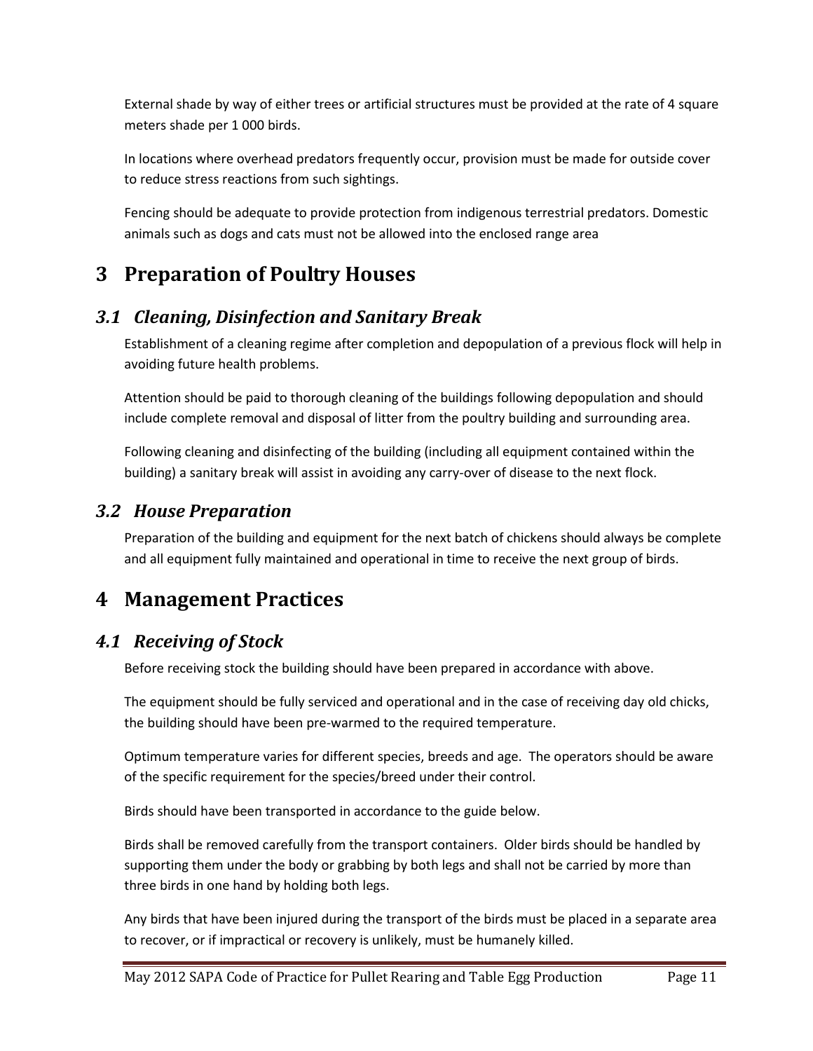External shade by way of either trees or artificial structures must be provided at the rate of 4 square meters shade per 1 000 birds.

In locations where overhead predators frequently occur, provision must be made for outside cover to reduce stress reactions from such sightings.

Fencing should be adequate to provide protection from indigenous terrestrial predators. Domestic animals such as dogs and cats must not be allowed into the enclosed range area

# 3 Preparation of Poultry Houses

## *3.1 Cleaning, Disinfection and Sanitary Break*

Establishment of a cleaning regime after completion and depopulation of a previous flock will help in avoiding future health problems.

Attention should be paid to thorough cleaning of the buildings following depopulation and should include complete removal and disposal of litter from the poultry building and surrounding area.

Following cleaning and disinfecting of the building (including all equipment contained within the building) a sanitary break will assist in avoiding any carry-over of disease to the next flock.

## *3.2 House Preparation*

Preparation of the building and equipment for the next batch of chickens should always be complete and all equipment fully maintained and operational in time to receive the next group of birds.

# 4 Management Practices

## *4.1 Receiving of Stock*

Before receiving stock the building should have been prepared in accordance with above.

The equipment should be fully serviced and operational and in the case of receiving day old chicks, the building should have been pre-warmed to the required temperature.

Optimum temperature varies for different species, breeds and age. The operators should be aware of the specific requirement for the species/breed under their control.

Birds should have been transported in accordance to the guide below.

Birds shall be removed carefully from the transport containers. Older birds should be handled by supporting them under the body or grabbing by both legs and shall not be carried by more than three birds in one hand by holding both legs.

Any birds that have been injured during the transport of the birds must be placed in a separate area to recover, or if impractical or recovery is unlikely, must be humanely killed.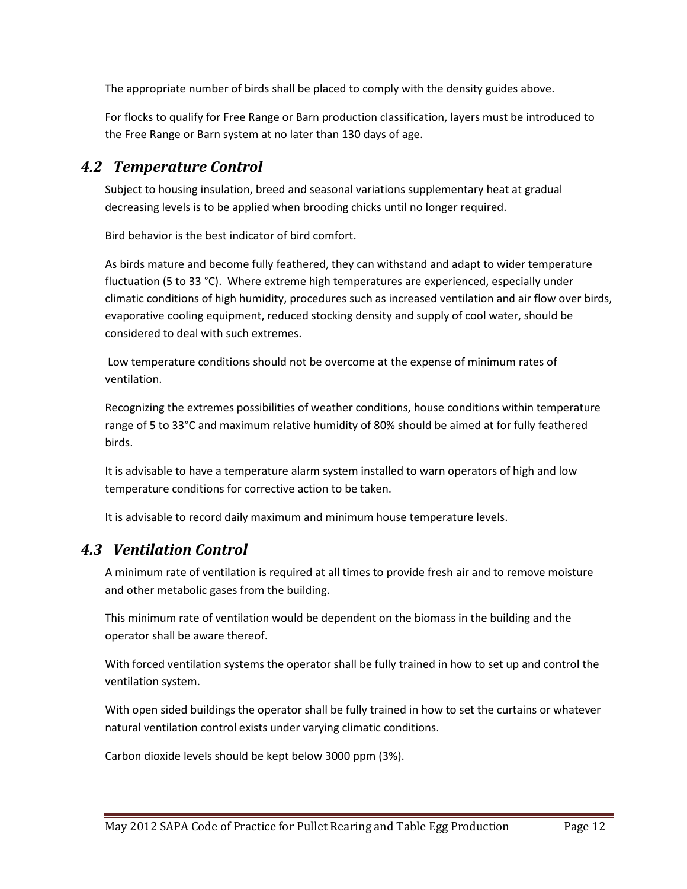The appropriate number of birds shall be placed to comply with the density guides above.

For flocks to qualify for Free Range or Barn production classification, layers must be introduced to the Free Range or Barn system at no later than 130 days of age.

## *4.2 Temperature Control*

Subject to housing insulation, breed and seasonal variations supplementary heat at gradual decreasing levels is to be applied when brooding chicks until no longer required.

Bird behavior is the best indicator of bird comfort.

As birds mature and become fully feathered, they can withstand and adapt to wider temperature fluctuation (5 to 33 °C). Where extreme high temperatures are experienced, especially under climatic conditions of high humidity, procedures such as increased ventilation and air flow over birds, evaporative cooling equipment, reduced stocking density and supply of cool water, should be considered to deal with such extremes.

Low temperature conditions should not be overcome at the expense of minimum rates of ventilation.

Recognizing the extremes possibilities of weather conditions, house conditions within temperature range of 5 to 33°C and maximum relative humidity of 80% should be aimed at for fully feathered birds.

It is advisable to have a temperature alarm system installed to warn operators of high and low temperature conditions for corrective action to be taken.

It is advisable to record daily maximum and minimum house temperature levels.

## *4.3 Ventilation Control*

A minimum rate of ventilation is required at all times to provide fresh air and to remove moisture and other metabolic gases from the building.

This minimum rate of ventilation would be dependent on the biomass in the building and the operator shall be aware thereof.

With forced ventilation systems the operator shall be fully trained in how to set up and control the ventilation system.

With open sided buildings the operator shall be fully trained in how to set the curtains or whatever natural ventilation control exists under varying climatic conditions.

Carbon dioxide levels should be kept below 3000 ppm (3%).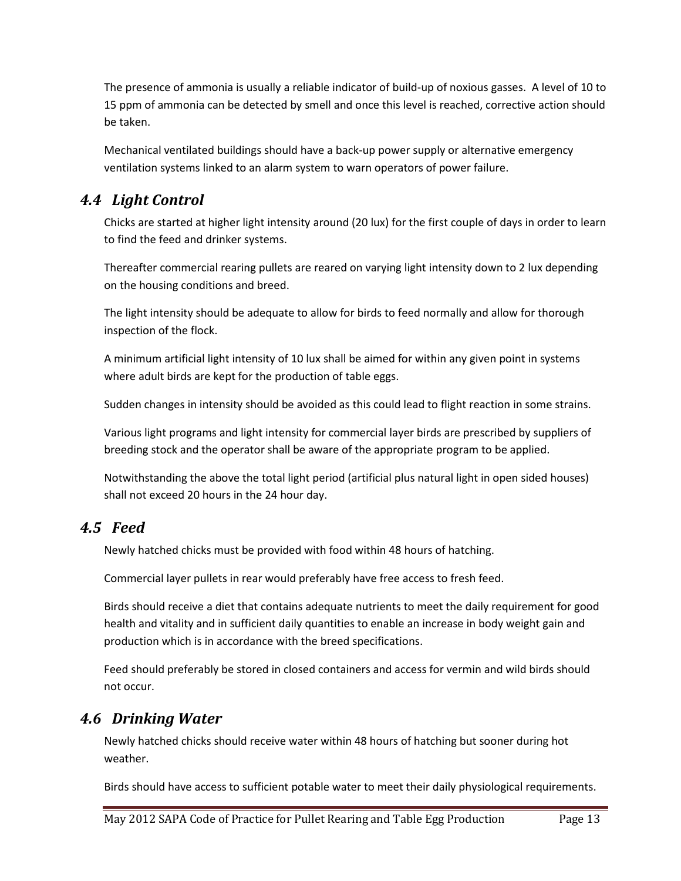The presence of ammonia is usually a reliable indicator of build-up of noxious gasses. A level of 10 to 15 ppm of ammonia can be detected by smell and once this level is reached, corrective action should be taken.

Mechanical ventilated buildings should have a back-up power supply or alternative emergency ventilation systems linked to an alarm system to warn operators of power failure.

## *4.4 Light Control*

Chicks are started at higher light intensity around (20 lux) for the first couple of days in order to learn to find the feed and drinker systems.

Thereafter commercial rearing pullets are reared on varying light intensity down to 2 lux depending on the housing conditions and breed.

The light intensity should be adequate to allow for birds to feed normally and allow for thorough inspection of the flock.

A minimum artificial light intensity of 10 lux shall be aimed for within any given point in systems where adult birds are kept for the production of table eggs.

Sudden changes in intensity should be avoided as this could lead to flight reaction in some strains.

Various light programs and light intensity for commercial layer birds are prescribed by suppliers of breeding stock and the operator shall be aware of the appropriate program to be applied.

Notwithstanding the above the total light period (artificial plus natural light in open sided houses) shall not exceed 20 hours in the 24 hour day.

## *4.5 Feed*

Newly hatched chicks must be provided with food within 48 hours of hatching.

Commercial layer pullets in rear would preferably have free access to fresh feed.

Birds should receive a diet that contains adequate nutrients to meet the daily requirement for good health and vitality and in sufficient daily quantities to enable an increase in body weight gain and production which is in accordance with the breed specifications.

Feed should preferably be stored in closed containers and access for vermin and wild birds should not occur.

## *4.6 Drinking Water*

Newly hatched chicks should receive water within 48 hours of hatching but sooner during hot weather.

Birds should have access to sufficient potable water to meet their daily physiological requirements.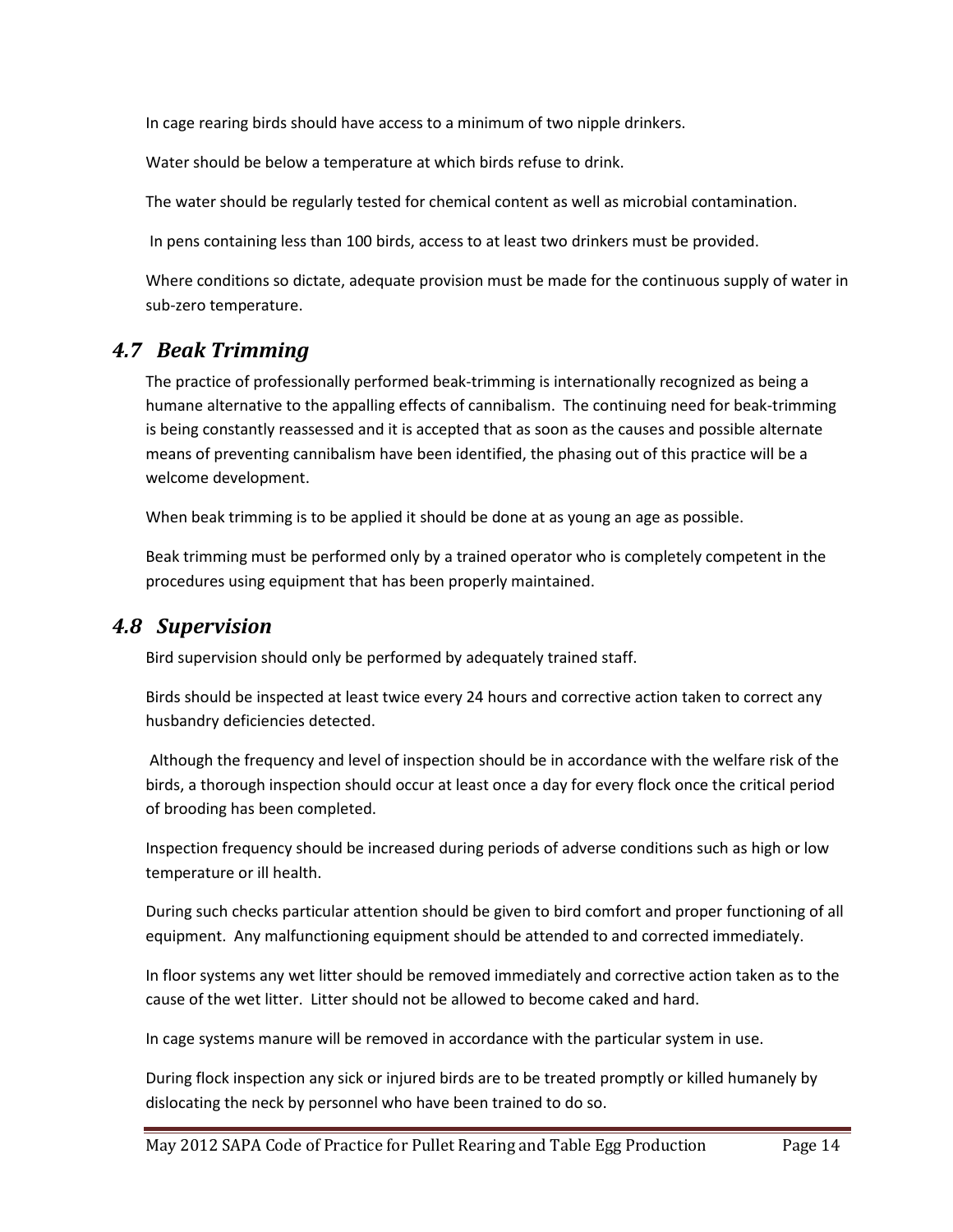In cage rearing birds should have access to a minimum of two nipple drinkers.

Water should be below a temperature at which birds refuse to drink.

The water should be regularly tested for chemical content as well as microbial contamination.

In pens containing less than 100 birds, access to at least two drinkers must be provided.

Where conditions so dictate, adequate provision must be made for the continuous supply of water in sub-zero temperature.

## *4.7 Beak Trimming*

The practice of professionally performed beak-trimming is internationally recognized as being a humane alternative to the appalling effects of cannibalism. The continuing need for beak-trimming is being constantly reassessed and it is accepted that as soon as the causes and possible alternate means of preventing cannibalism have been identified, the phasing out of this practice will be a welcome development.

When beak trimming is to be applied it should be done at as young an age as possible.

Beak trimming must be performed only by a trained operator who is completely competent in the procedures using equipment that has been properly maintained.

## *4.8 Supervision*

Bird supervision should only be performed by adequately trained staff.

Birds should be inspected at least twice every 24 hours and corrective action taken to correct any husbandry deficiencies detected.

Although the frequency and level of inspection should be in accordance with the welfare risk of the birds, a thorough inspection should occur at least once a day for every flock once the critical period of brooding has been completed.

Inspection frequency should be increased during periods of adverse conditions such as high or low temperature or ill health.

During such checks particular attention should be given to bird comfort and proper functioning of all equipment. Any malfunctioning equipment should be attended to and corrected immediately.

In floor systems any wet litter should be removed immediately and corrective action taken as to the cause of the wet litter. Litter should not be allowed to become caked and hard.

In cage systems manure will be removed in accordance with the particular system in use.

During flock inspection any sick or injured birds are to be treated promptly or killed humanely by dislocating the neck by personnel who have been trained to do so.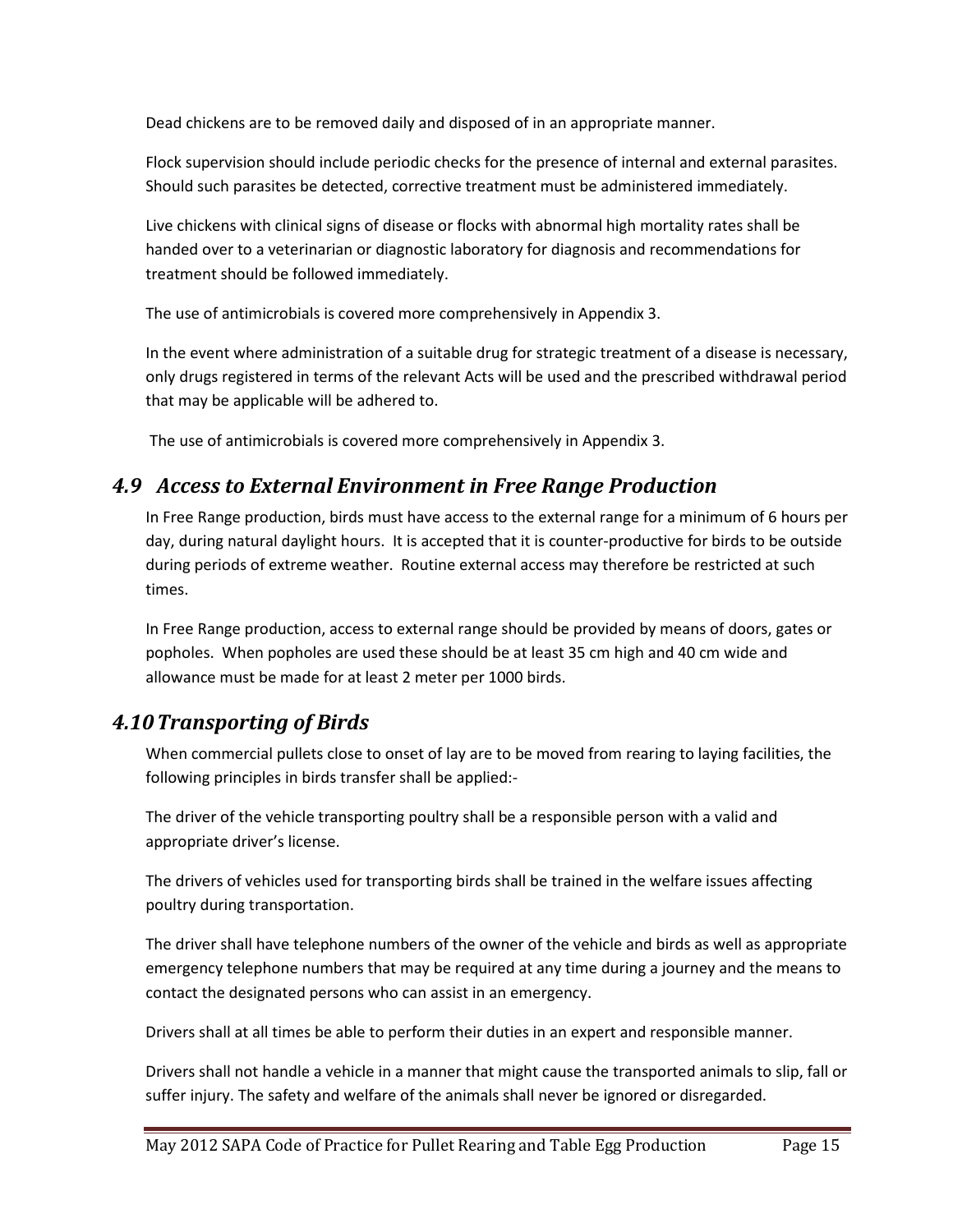Dead chickens are to be removed daily and disposed of in an appropriate manner.

Flock supervision should include periodic checks for the presence of internal and external parasites. Should such parasites be detected, corrective treatment must be administered immediately.

Live chickens with clinical signs of disease or flocks with abnormal high mortality rates shall be handed over to a veterinarian or diagnostic laboratory for diagnosis and recommendations for treatment should be followed immediately.

The use of antimicrobials is covered more comprehensively in Appendix 3.

In the event where administration of a suitable drug for strategic treatment of a disease is necessary, only drugs registered in terms of the relevant Acts will be used and the prescribed withdrawal period that may be applicable will be adhered to.

The use of antimicrobials is covered more comprehensively in Appendix 3.

## *4.9 Access to External Environment in Free Range Production*

In Free Range production, birds must have access to the external range for a minimum of 6 hours per day, during natural daylight hours. It is accepted that it is counter-productive for birds to be outside during periods of extreme weather. Routine external access may therefore be restricted at such times.

In Free Range production, access to external range should be provided by means of doors, gates or popholes. When popholes are used these should be at least 35 cm high and 40 cm wide and allowance must be made for at least 2 meter per 1000 birds.

## *4.10 Transporting of Birds*

When commercial pullets close to onset of lay are to be moved from rearing to laying facilities, the following principles in birds transfer shall be applied:-

The driver of the vehicle transporting poultry shall be a responsible person with a valid and appropriate driver's license.

The drivers of vehicles used for transporting birds shall be trained in the welfare issues affecting poultry during transportation.

The driver shall have telephone numbers of the owner of the vehicle and birds as well as appropriate emergency telephone numbers that may be required at any time during a journey and the means to contact the designated persons who can assist in an emergency.

Drivers shall at all times be able to perform their duties in an expert and responsible manner.

Drivers shall not handle a vehicle in a manner that might cause the transported animals to slip, fall or suffer injury. The safety and welfare of the animals shall never be ignored or disregarded.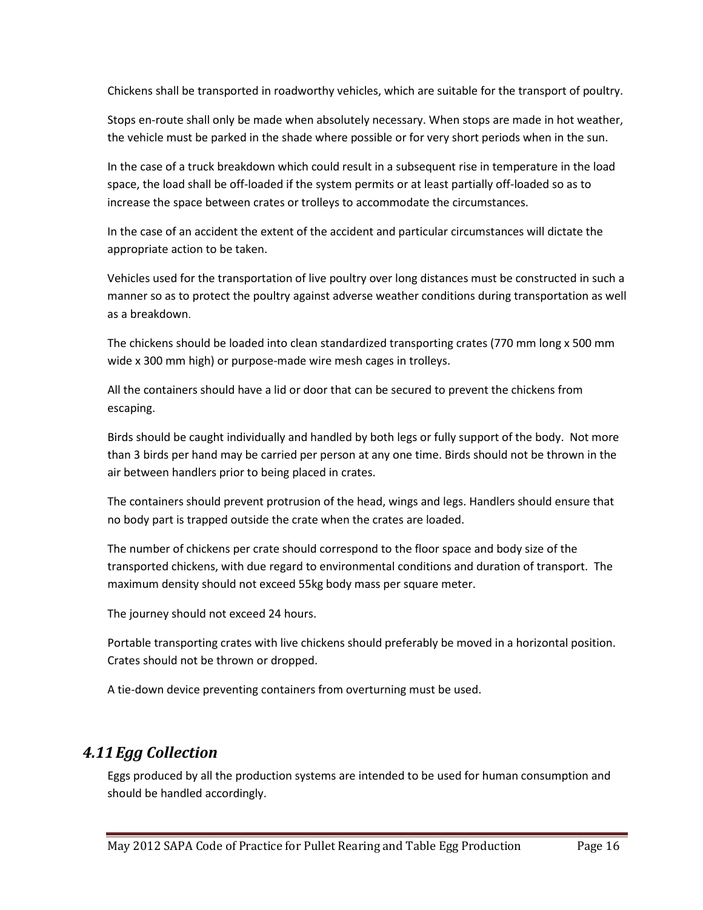Chickens shall be transported in roadworthy vehicles, which are suitable for the transport of poultry.

Stops en-route shall only be made when absolutely necessary. When stops are made in hot weather, the vehicle must be parked in the shade where possible or for very short periods when in the sun.

In the case of a truck breakdown which could result in a subsequent rise in temperature in the load space, the load shall be off-loaded if the system permits or at least partially off-loaded so as to increase the space between crates or trolleys to accommodate the circumstances.

In the case of an accident the extent of the accident and particular circumstances will dictate the appropriate action to be taken.

Vehicles used for the transportation of live poultry over long distances must be constructed in such a manner so as to protect the poultry against adverse weather conditions during transportation as well as a breakdown.

The chickens should be loaded into clean standardized transporting crates (770 mm long x 500 mm wide x 300 mm high) or purpose-made wire mesh cages in trolleys.

All the containers should have a lid or door that can be secured to prevent the chickens from escaping.

Birds should be caught individually and handled by both legs or fully support of the body. Not more than 3 birds per hand may be carried per person at any one time. Birds should not be thrown in the air between handlers prior to being placed in crates.

The containers should prevent protrusion of the head, wings and legs. Handlers should ensure that no body part is trapped outside the crate when the crates are loaded.

The number of chickens per crate should correspond to the floor space and body size of the transported chickens, with due regard to environmental conditions and duration of transport. The maximum density should not exceed 55kg body mass per square meter.

The journey should not exceed 24 hours.

Portable transporting crates with live chickens should preferably be moved in a horizontal position. Crates should not be thrown or dropped.

A tie-down device preventing containers from overturning must be used.

## *4.11 Egg Collection*

Eggs produced by all the production systems are intended to be used for human consumption and should be handled accordingly.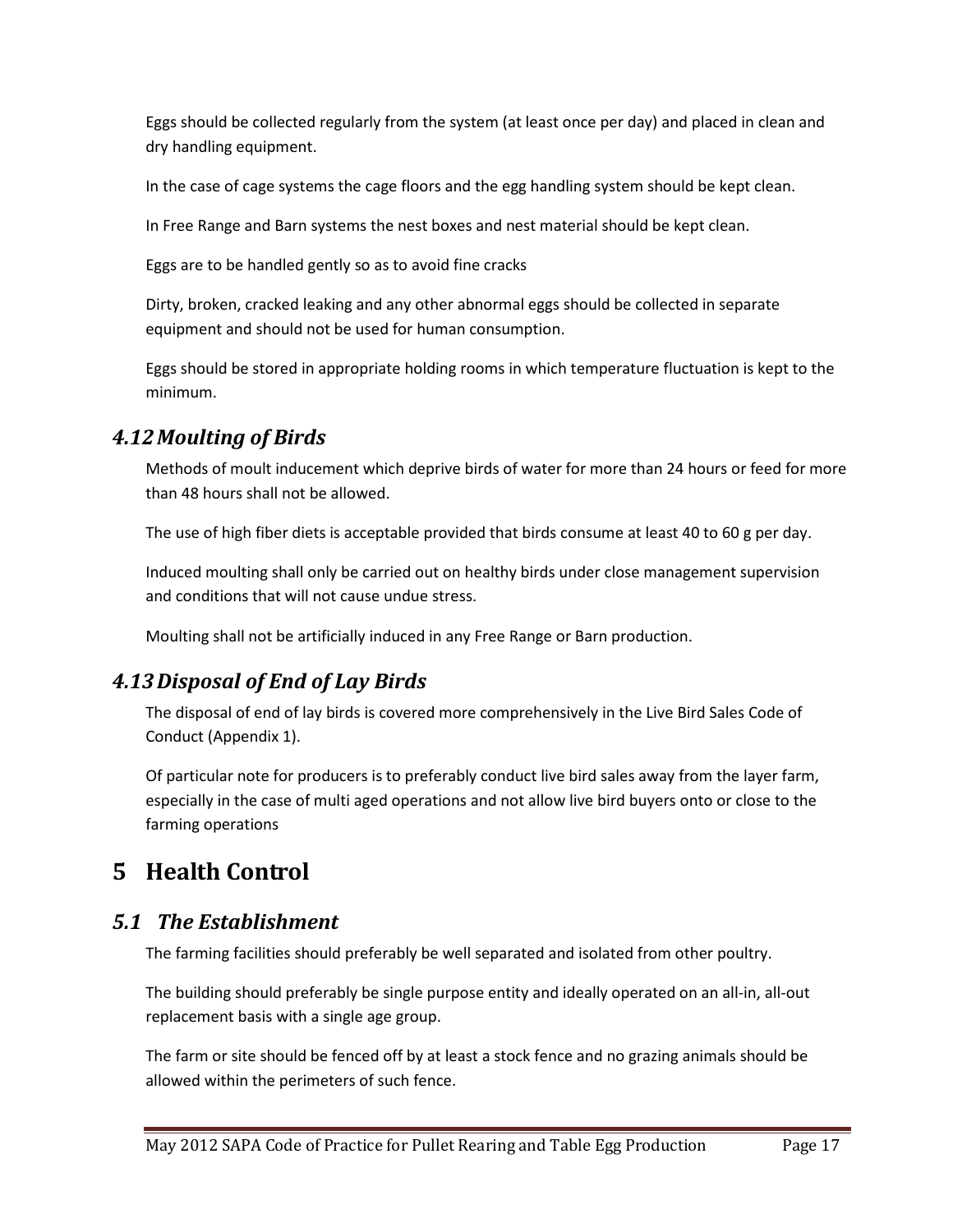Eggs should be collected regularly from the system (at least once per day) and placed in clean and dry handling equipment.

In the case of cage systems the cage floors and the egg handling system should be kept clean.

In Free Range and Barn systems the nest boxes and nest material should be kept clean.

Eggs are to be handled gently so as to avoid fine cracks

Dirty, broken, cracked leaking and any other abnormal eggs should be collected in separate equipment and should not be used for human consumption.

Eggs should be stored in appropriate holding rooms in which temperature fluctuation is kept to the minimum.

## *4.12 Moulting of Birds*

Methods of moult inducement which deprive birds of water for more than 24 hours or feed for more than 48 hours shall not be allowed.

The use of high fiber diets is acceptable provided that birds consume at least 40 to 60 g per day.

Induced moulting shall only be carried out on healthy birds under close management supervision and conditions that will not cause undue stress.

Moulting shall not be artificially induced in any Free Range or Barn production.

## *4.13 Disposal of End of Lay Birds*

The disposal of end of lay birds is covered more comprehensively in the Live Bird Sales Code of Conduct (Appendix 1).

Of particular note for producers is to preferably conduct live bird sales away from the layer farm, especially in the case of multi aged operations and not allow live bird buyers onto or close to the farming operations

# 5 Health Control

## *5.1 The Establishment*

The farming facilities should preferably be well separated and isolated from other poultry.

The building should preferably be single purpose entity and ideally operated on an all-in, all-out replacement basis with a single age group.

The farm or site should be fenced off by at least a stock fence and no grazing animals should be allowed within the perimeters of such fence.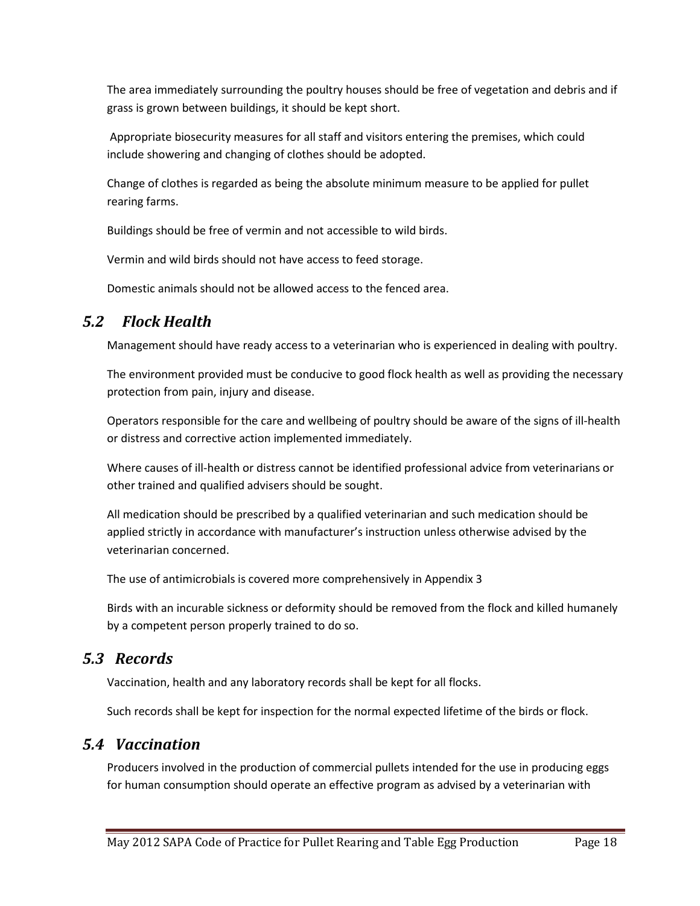The area immediately surrounding the poultry houses should be free of vegetation and debris and if grass is grown between buildings, it should be kept short.

Appropriate biosecurity measures for all staff and visitors entering the premises, which could include showering and changing of clothes should be adopted.

Change of clothes is regarded as being the absolute minimum measure to be applied for pullet rearing farms.

Buildings should be free of vermin and not accessible to wild birds.

Vermin and wild birds should not have access to feed storage.

Domestic animals should not be allowed access to the fenced area.

## *5.2 Flock Health*

Management should have ready access to a veterinarian who is experienced in dealing with poultry.

The environment provided must be conducive to good flock health as well as providing the necessary protection from pain, injury and disease.

Operators responsible for the care and wellbeing of poultry should be aware of the signs of ill-health or distress and corrective action implemented immediately.

Where causes of ill-health or distress cannot be identified professional advice from veterinarians or other trained and qualified advisers should be sought.

All medication should be prescribed by a qualified veterinarian and such medication should be applied strictly in accordance with manufacturer's instruction unless otherwise advised by the veterinarian concerned.

The use of antimicrobials is covered more comprehensively in Appendix 3

Birds with an incurable sickness or deformity should be removed from the flock and killed humanely by a competent person properly trained to do so.

## *5.3 Records*

Vaccination, health and any laboratory records shall be kept for all flocks.

Such records shall be kept for inspection for the normal expected lifetime of the birds or flock.

## *5.4 Vaccination*

Producers involved in the production of commercial pullets intended for the use in producing eggs for human consumption should operate an effective program as advised by a veterinarian with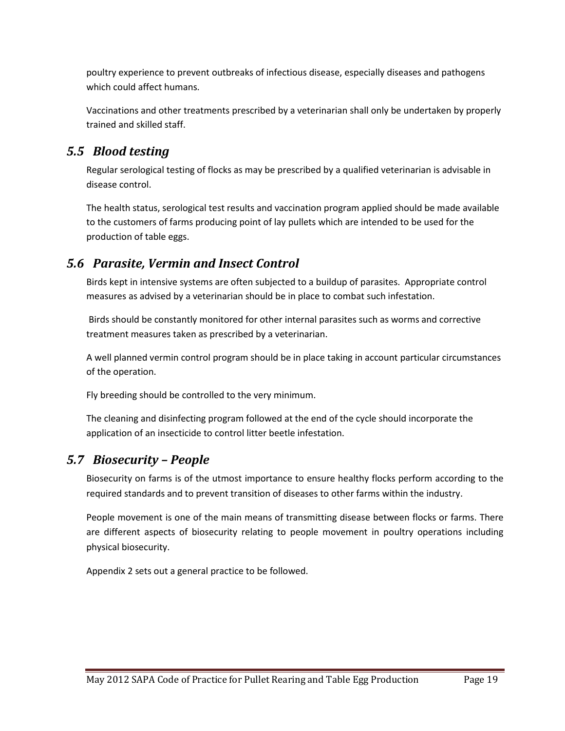poultry experience to prevent outbreaks of infectious disease, especially diseases and pathogens which could affect humans.

Vaccinations and other treatments prescribed by a veterinarian shall only be undertaken by properly trained and skilled staff.

## *5.5 Blood testing*

Regular serological testing of flocks as may be prescribed by a qualified veterinarian is advisable in disease control.

The health status, serological test results and vaccination program applied should be made available to the customers of farms producing point of lay pullets which are intended to be used for the production of table eggs.

## *5.6 Parasite, Vermin and Insect Control*

Birds kept in intensive systems are often subjected to a buildup of parasites. Appropriate control measures as advised by a veterinarian should be in place to combat such infestation.

Birds should be constantly monitored for other internal parasites such as worms and corrective treatment measures taken as prescribed by a veterinarian.

A well planned vermin control program should be in place taking in account particular circumstances of the operation.

Fly breeding should be controlled to the very minimum.

The cleaning and disinfecting program followed at the end of the cycle should incorporate the application of an insecticide to control litter beetle infestation.

## *5.7 Biosecurity – People*

Biosecurity on farms is of the utmost importance to ensure healthy flocks perform according to the required standards and to prevent transition of diseases to other farms within the industry.

People movement is one of the main means of transmitting disease between flocks or farms. There are different aspects of biosecurity relating to people movement in poultry operations including physical biosecurity.

Appendix 2 sets out a general practice to be followed.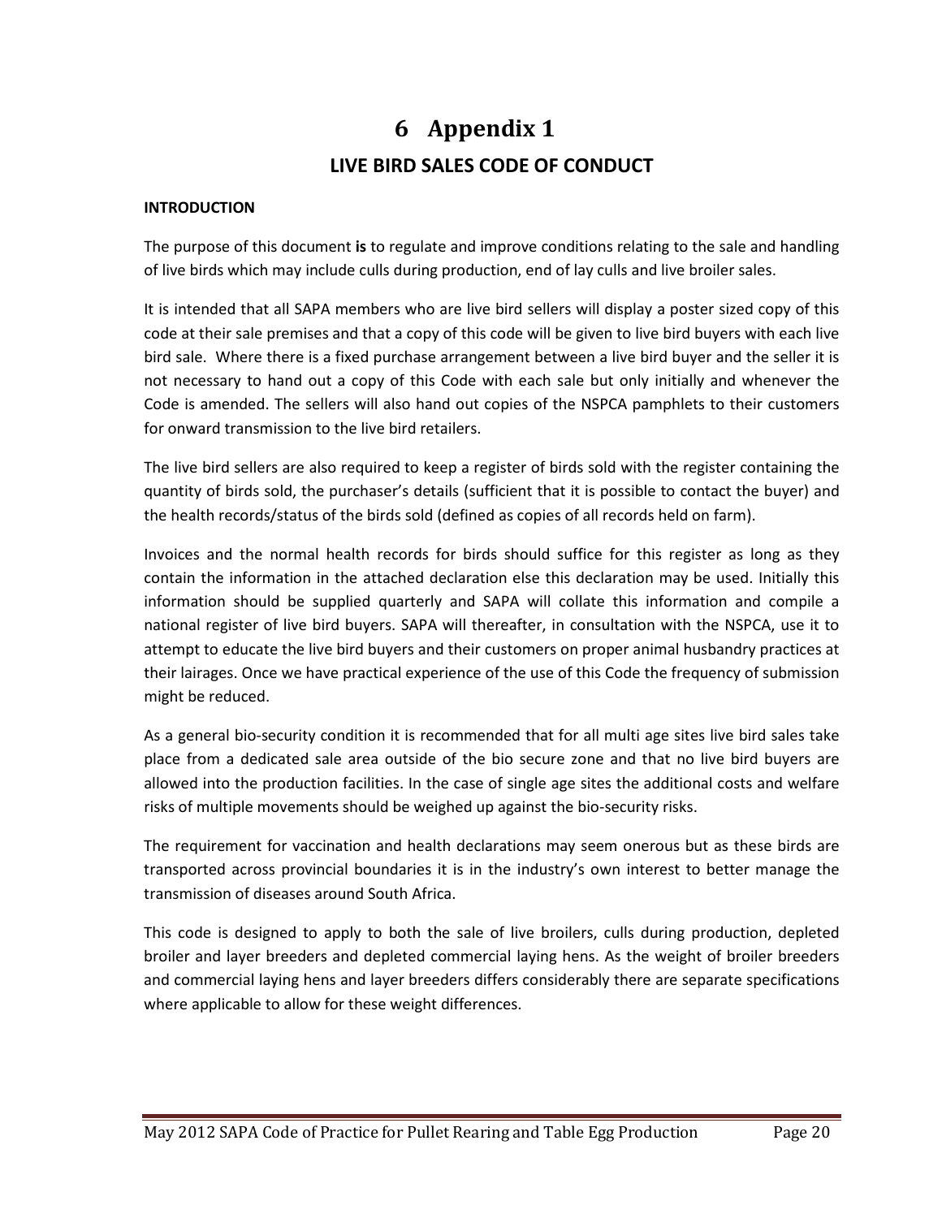# 6 Appendix 1

## LIVE BIRD SALES CODE OF CONDUCT

**INTRODUCTION**

The purpose of this document **is** to regulate and improve conditions relating to the sale and handling of live birds which may include culls during production, end of lay culls and live broiler sales.

It is intended that all SAPA members who are live bird sellers will display a poster sized copy of this code at their sale premises and that a copy of this code will be given to live bird buyers with each live bird sale. Where there is a fixed purchase arrangement between a live bird buyer and the seller it is not necessary to hand out a copy of this Code with each sale but only initially and whenever the Code is amended. The sellers will also hand out copies of the NSPCA pamphlets to their customers for onward transmission to the live bird retailers.

The live bird sellers are also required to keep a register of birds sold with the register containing the quantity of birds sold, the purchaser's details (sufficient that it is possible to contact the buyer) and the health records/status of the birds sold (defined as copies of all records held on farm).

Invoices and the normal health records for birds should suffice for this register as long as they contain the information in the attached declaration else this declaration may be used. Initially this information should be supplied quarterly and SAPA will collate this information and compile a national register of live bird buyers. SAPA will thereafter, in consultation with the NSPCA, use it to attempt to educate the live bird buyers and their customers on proper animal husbandry practices at their lairages. Once we have practical experience of the use of this Code the frequency of submission might be reduced.

As a general bio-security condition it is recommended that for all multi age sites live bird sales take place from a dedicated sale area outside of the bio secure zone and that no live bird buyers are allowed into the production facilities. In the case of single age sites the additional costs and welfare risks of multiple movements should be weighed up against the bio-security risks.

The requirement for vaccination and health declarations may seem onerous but as these birds are transported across provincial boundaries it is in the industry's own interest to better manage the transmission of diseases around South Africa.

This code is designed to apply to both the sale of live broilers, culls during production, depleted broiler and layer breeders and depleted commercial laying hens. As the weight of broiler breeders and commercial laying hens and layer breeders differs considerably there are separate specifications where applicable to allow for these weight differences.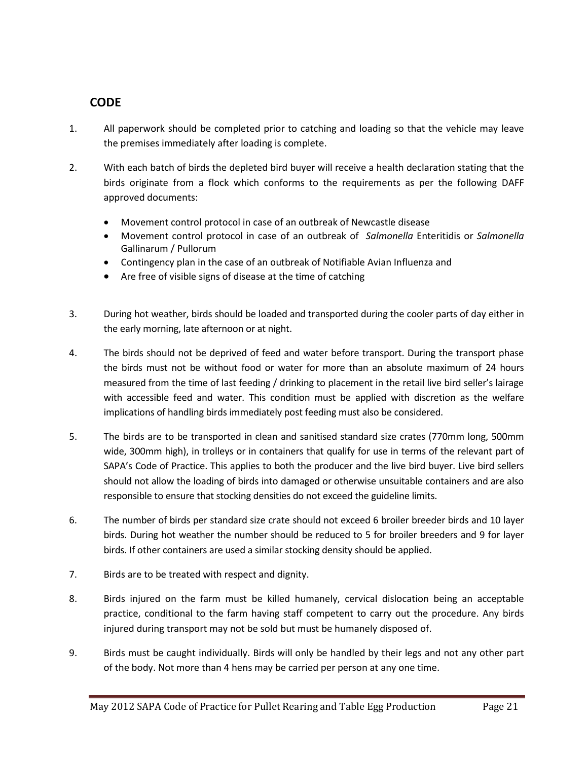## CODE

1. All paperwork should be completed prior to catching and loading so that the vehicle may leave the premises immediately after loading is complete.

2. With each batch of birds the depleted bird buyer will receive a health declaration stating that the birds originate from a flock which conforms to the requirements as per the following DAFF approved documents:

   - Movement control protocol in case of an outbreak of Newcastle disease
   - Movement control protocol in case of an outbreak of *Salmonella* Enteritidis or *Salmonella* Gallinarum / Pullorum
   - Contingency plan in the case of an outbreak of Notifiable Avian Influenza and
   - Are free of visible signs of disease at the time of catching

3. During hot weather, birds should be loaded and transported during the cooler parts of day either in the early morning, late afternoon or at night.

4. The birds should not be deprived of feed and water before transport. During the transport phase the birds must not be without food or water for more than an absolute maximum of 24 hours measured from the time of last feeding / drinking to placement in the retail live bird seller's lairage with accessible feed and water. This condition must be applied with discretion as the welfare implications of handling birds immediately post feeding must also be considered.

5. The birds are to be transported in clean and sanitised standard size crates (770mm long, 500mm wide, 300mm high), in trolleys or in containers that qualify for use in terms of the relevant part of SAPA's Code of Practice. This applies to both the producer and the live bird buyer. Live bird sellers should not allow the loading of birds into damaged or otherwise unsuitable containers and are also responsible to ensure that stocking densities do not exceed the guideline limits.

6. The number of birds per standard size crate should not exceed 6 broiler breeder birds and 10 layer birds. During hot weather the number should be reduced to 5 for broiler breeders and 9 for layer birds. If other containers are used a similar stocking density should be applied.

7. Birds are to be treated with respect and dignity.

8. Birds injured on the farm must be killed humanely, cervical dislocation being an acceptable practice, conditional to the farm having staff competent to carry out the procedure. Any birds injured during transport may not be sold but must be humanely disposed of.

9. Birds must be caught individually. Birds will only be handled by their legs and not any other part of the body. Not more than 4 hens may be carried per person at any one time.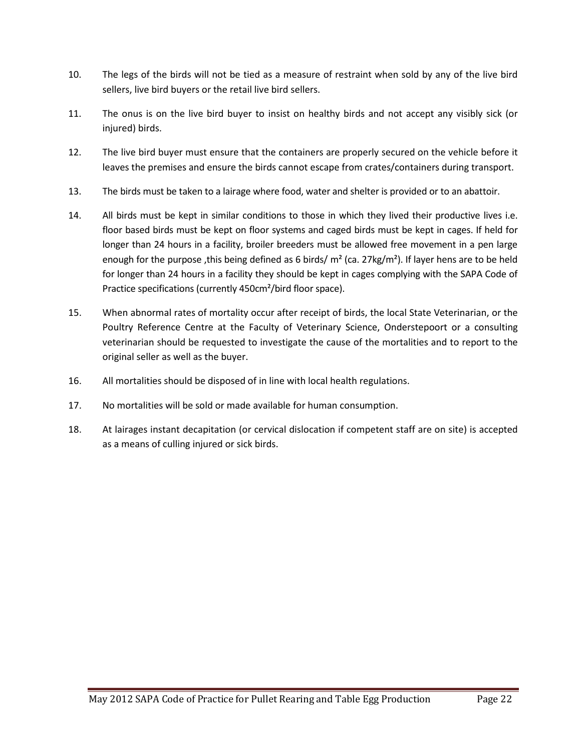10. The legs of the birds will not be tied as a measure of restraint when sold by any of the live bird sellers, live bird buyers or the retail live bird sellers.

11. The onus is on the live bird buyer to insist on healthy birds and not accept any visibly sick (or injured) birds.

12. The live bird buyer must ensure that the containers are properly secured on the vehicle before it leaves the premises and ensure the birds cannot escape from crates/containers during transport.

13. The birds must be taken to a lairage where food, water and shelter is provided or to an abattoir.

14. All birds must be kept in similar conditions to those in which they lived their productive lives i.e. floor based birds must be kept on floor systems and caged birds must be kept in cages. If held for longer than 24 hours in a facility, broiler breeders must be allowed free movement in a pen large enough for the purpose ,this being defined as 6 birds/ $m^2$ (ca. 27kg/$m^2$). If layer hens are to be held for longer than 24 hours in a facility they should be kept in cages complying with the SAPA Code of Practice specifications (currently 450$cm^2$/bird floor space).

15. When abnormal rates of mortality occur after receipt of birds, the local State Veterinarian, or the Poultry Reference Centre at the Faculty of Veterinary Science, Onderstepoort or a consulting veterinarian should be requested to investigate the cause of the mortalities and to report to the original seller as well as the buyer.

16. All mortalities should be disposed of in line with local health regulations.

17. No mortalities will be sold or made available for human consumption.

18. At lairages instant decapitation (or cervical dislocation if competent staff are on site) is accepted as a means of culling injured or sick birds.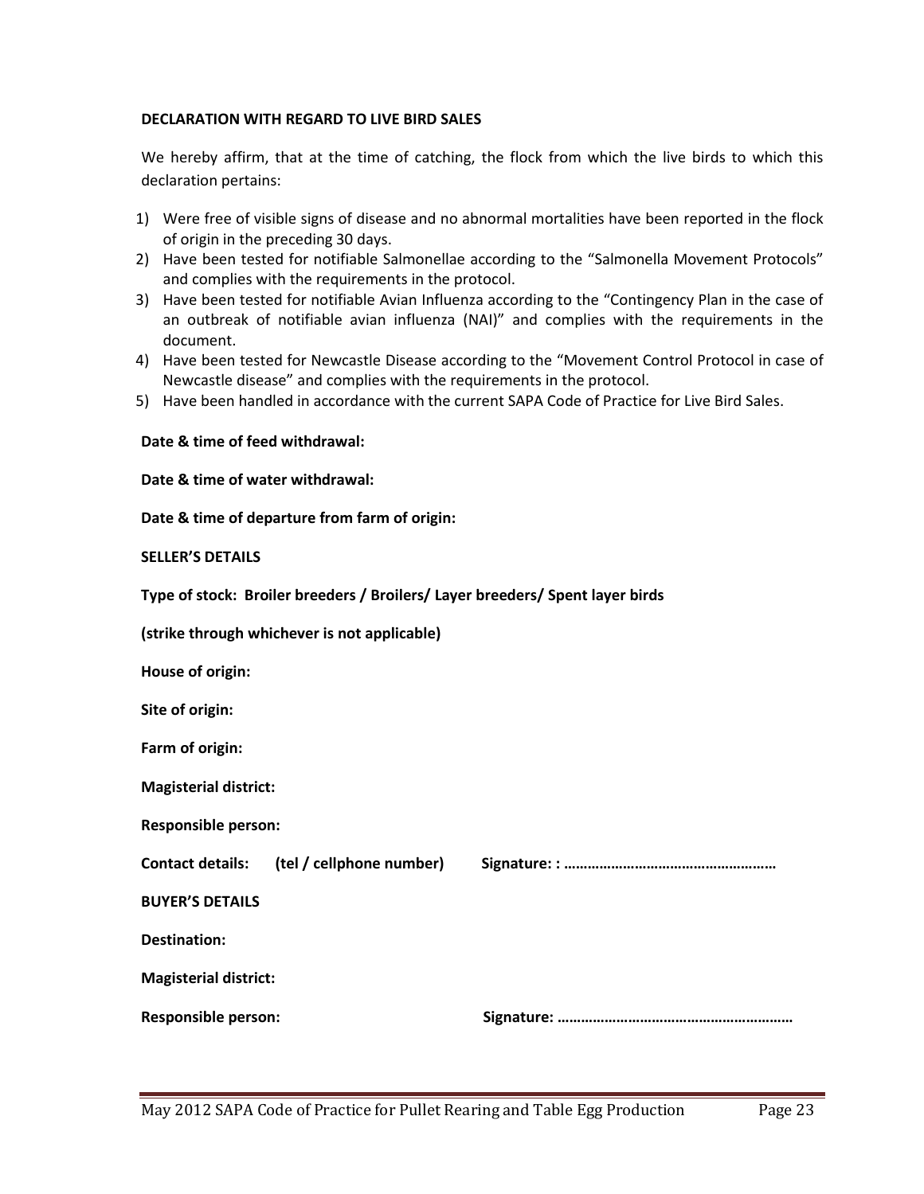**DECLARATION WITH REGARD TO LIVE BIRD SALES**

We hereby affirm, that at the time of catching, the flock from which the live birds to which this declaration pertains:

1) Were free of visible signs of disease and no abnormal mortalities have been reported in the flock of origin in the preceding 30 days.
2) Have been tested for notifiable Salmonellae according to the "Salmonella Movement Protocols" and complies with the requirements in the protocol.
3) Have been tested for notifiable Avian Influenza according to the "Contingency Plan in the case of an outbreak of notifiable avian influenza (NAI)" and complies with the requirements in the document.
4) Have been tested for Newcastle Disease according to the "Movement Control Protocol in case of Newcastle disease" and complies with the requirements in the protocol.
5) Have been handled in accordance with the current SAPA Code of Practice for Live Bird Sales.

**Date & time of feed withdrawal:**

**Date & time of water withdrawal:**

**Date & time of departure from farm of origin:**

**SELLER'S DETAILS**

**Type of stock: Broiler breeders / Broilers/ Layer breeders/ Spent layer birds**

**(strike through whichever is not applicable)**

**House of origin:**

**Site of origin:**

**Farm of origin:**

**Magisterial district:**

**Responsible person:**

**Contact details: (tel / cellphone number) Signature: : ……………………………………………**

**BUYER'S DETAILS**

**Destination:**

**Magisterial district:**

**Responsible person: Signature: ……………………………………………………**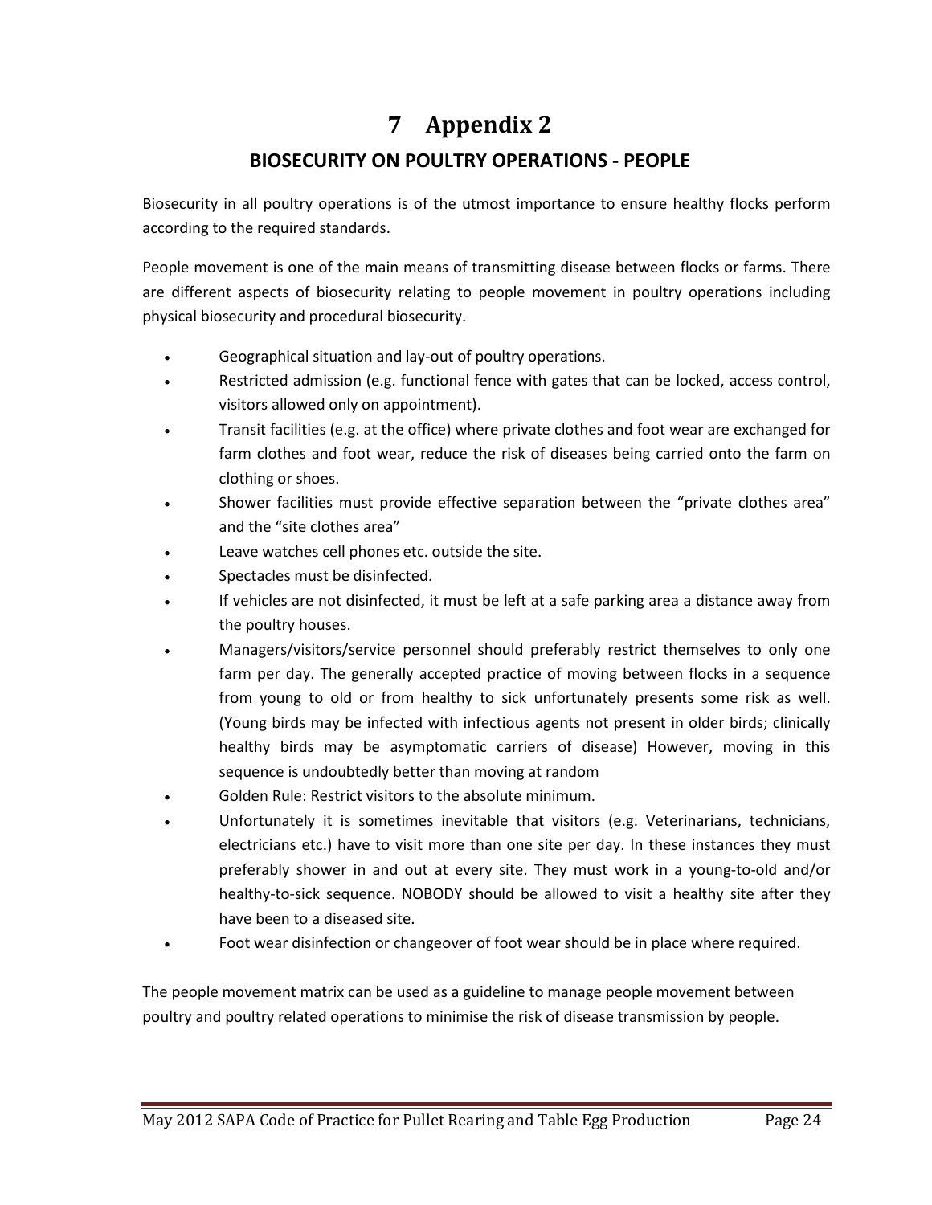# 7 Appendix 2

## BIOSECURITY ON POULTRY OPERATIONS - PEOPLE

Biosecurity in all poultry operations is of the utmost importance to ensure healthy flocks perform according to the required standards.

People movement is one of the main means of transmitting disease between flocks or farms. There are different aspects of biosecurity relating to people movement in poultry operations including physical biosecurity and procedural biosecurity.

- Geographical situation and lay-out of poultry operations.
- Restricted admission (e.g. functional fence with gates that can be locked, access control, visitors allowed only on appointment).
- Transit facilities (e.g. at the office) where private clothes and foot wear are exchanged for farm clothes and foot wear, reduce the risk of diseases being carried onto the farm on clothing or shoes.
- Shower facilities must provide effective separation between the "private clothes area" and the "site clothes area"
- Leave watches cell phones etc. outside the site.
- Spectacles must be disinfected.
- If vehicles are not disinfected, it must be left at a safe parking area a distance away from the poultry houses.
- Managers/visitors/service personnel should preferably restrict themselves to only one farm per day. The generally accepted practice of moving between flocks in a sequence from young to old or from healthy to sick unfortunately presents some risk as well. (Young birds may be infected with infectious agents not present in older birds; clinically healthy birds may be asymptomatic carriers of disease) However, moving in this sequence is undoubtedly better than moving at random
- Golden Rule: Restrict visitors to the absolute minimum.
- Unfortunately it is sometimes inevitable that visitors (e.g. Veterinarians, technicians, electricians etc.) have to visit more than one site per day. In these instances they must preferably shower in and out at every site. They must work in a young-to-old and/or healthy-to-sick sequence. NOBODY should be allowed to visit a healthy site after they have been to a diseased site.
- Foot wear disinfection or changeover of foot wear should be in place where required.

The people movement matrix can be used as a guideline to manage people movement between poultry and poultry related operations to minimise the risk of disease transmission by people.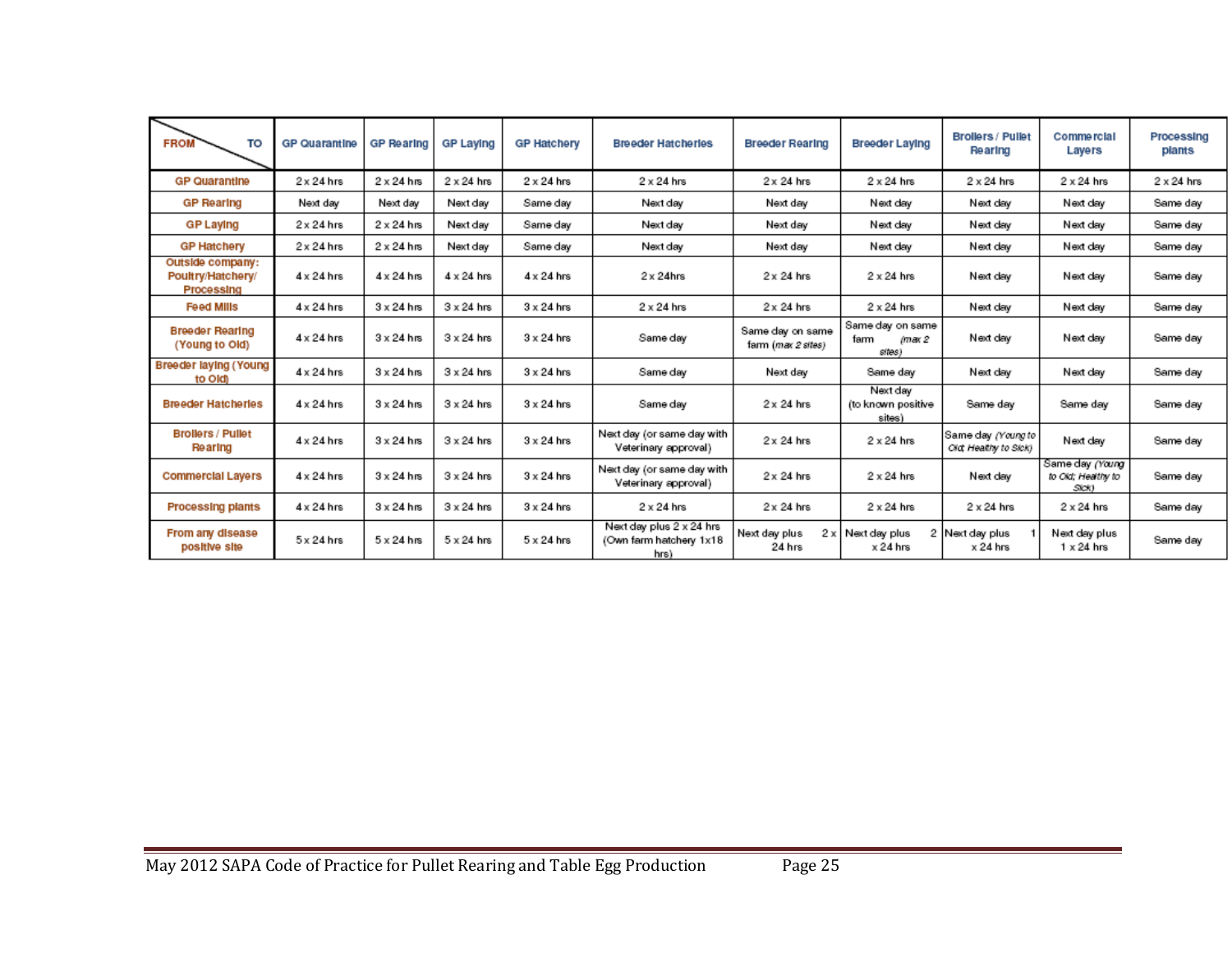| FROM \ TO | GP Quarantine | GP Rearing | GP Laying | GP Hatchery | Breeder Hatcheries | Breeder Rearing | Breeder Laying | Broilers / Pullet Rearing | Commercial Layers | Processing plants |
|---|---|---|---|---|---|---|---|---|---|---|
| GP Quarantine | 2 x 24 hrs | 2 x 24 hrs | 2 x 24 hrs | 2 x 24 hrs | 2 x 24 hrs | 2 x 24 hrs | 2 x 24 hrs | 2 x 24 hrs | 2 x 24 hrs | 2 x 24 hrs |
| GP Rearing | Next day | Next day | Next day | Same day | Next day | Next day | Next day | Next day | Next day | Same day |
| GP Laying | 2 x 24 hrs | 2 x 24 hrs | Next day | Same day | Next day | Next day | Next day | Next day | Next day | Same day |
| GP Hatchery | 2 x 24 hrs | 2 x 24 hrs | Next day | Same day | Next day | Next day | Next day | Next day | Next day | Same day |
| Outside company: Poultry/Hatchery/ Processing | 4 x 24 hrs | 4 x 24 hrs | 4 x 24 hrs | 4 x 24 hrs | 2 x 24hrs | 2 x 24 hrs | 2 x 24 hrs | Next day | Next day | Same day |
| Feed Mills | 4 x 24 hrs | 3 x 24 hrs | 3 x 24 hrs | 3 x 24 hrs | 2 x 24 hrs | 2 x 24 hrs | 2 x 24 hrs | Next day | Next day | Same day |
| Breeder Rearing (Young to Old) | 4 x 24 hrs | 3 x 24 hrs | 3 x 24 hrs | 3 x 24 hrs | Same day | Same day on same farm (*max 2 sites*) | Same day on same farm (*max 2 sites*) | Next day | Next day | Same day |
| Breeder laying (Young to Old) | 4 x 24 hrs | 3 x 24 hrs | 3 x 24 hrs | 3 x 24 hrs | Same day | Next day | Same day | Next day | Next day | Same day |
| Breeder Hatcheries | 4 x 24 hrs | 3 x 24 hrs | 3 x 24 hrs | 3 x 24 hrs | Same day | 2 x 24 hrs | Next day (to known positive sites) | Same day | Same day | Same day |
| Broilers / Pullet Rearing | 4 x 24 hrs | 3 x 24 hrs | 3 x 24 hrs | 3 x 24 hrs | Next day (or same day with Veterinary approval) | 2 x 24 hrs | 2 x 24 hrs | Same day (*Young to Old; Healthy to Sick*) | Next day | Same day |
| Commercial Layers | 4 x 24 hrs | 3 x 24 hrs | 3 x 24 hrs | 3 x 24 hrs | Next day (or same day with Veterinary approval) | 2 x 24 hrs | 2 x 24 hrs | Next day | Same day (*Young to Old; Healthy to Sick*) | Same day |
| Processing plants | 4 x 24 hrs | 3 x 24 hrs | 3 x 24 hrs | 3 x 24 hrs | 2 x 24 hrs | 2 x 24 hrs | 2 x 24 hrs | 2 x 24 hrs | 2 x 24 hrs | Same day |
| From any disease positive site | 5 x 24 hrs | 5 x 24 hrs | 5 x 24 hrs | 5 x 24 hrs | Next day plus 2 x 24 hrs (Own farm hatchery 1x18 hrs) | Next day plus 2 x 24 hrs | Next day plus 2 x 24 hrs | Next day plus 1 x 24 hrs | Next day plus 1 x 24 hrs | Same day |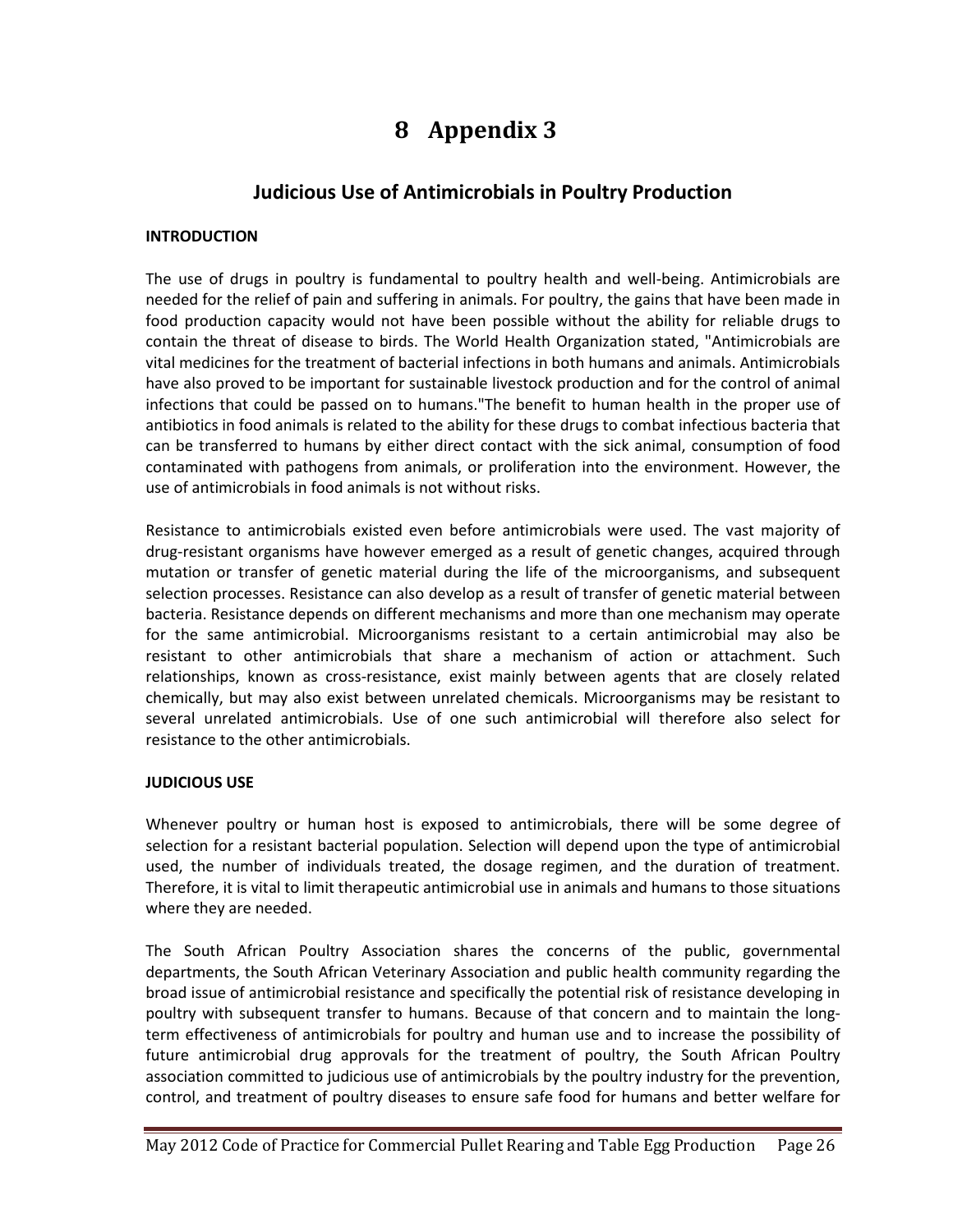# 8 Appendix 3

## Judicious Use of Antimicrobials in Poultry Production

**INTRODUCTION**

The use of drugs in poultry is fundamental to poultry health and well-being. Antimicrobials are needed for the relief of pain and suffering in animals. For poultry, the gains that have been made in food production capacity would not have been possible without the ability for reliable drugs to contain the threat of disease to birds. The World Health Organization stated, "Antimicrobials are vital medicines for the treatment of bacterial infections in both humans and animals. Antimicrobials have also proved to be important for sustainable livestock production and for the control of animal infections that could be passed on to humans."The benefit to human health in the proper use of antibiotics in food animals is related to the ability for these drugs to combat infectious bacteria that can be transferred to humans by either direct contact with the sick animal, consumption of food contaminated with pathogens from animals, or proliferation into the environment. However, the use of antimicrobials in food animals is not without risks.

Resistance to antimicrobials existed even before antimicrobials were used. The vast majority of drug-resistant organisms have however emerged as a result of genetic changes, acquired through mutation or transfer of genetic material during the life of the microorganisms, and subsequent selection processes. Resistance can also develop as a result of transfer of genetic material between bacteria. Resistance depends on different mechanisms and more than one mechanism may operate for the same antimicrobial. Microorganisms resistant to a certain antimicrobial may also be resistant to other antimicrobials that share a mechanism of action or attachment. Such relationships, known as cross-resistance, exist mainly between agents that are closely related chemically, but may also exist between unrelated chemicals. Microorganisms may be resistant to several unrelated antimicrobials. Use of one such antimicrobial will therefore also select for resistance to the other antimicrobials.

**JUDICIOUS USE**

Whenever poultry or human host is exposed to antimicrobials, there will be some degree of selection for a resistant bacterial population. Selection will depend upon the type of antimicrobial used, the number of individuals treated, the dosage regimen, and the duration of treatment. Therefore, it is vital to limit therapeutic antimicrobial use in animals and humans to those situations where they are needed.

The South African Poultry Association shares the concerns of the public, governmental departments, the South African Veterinary Association and public health community regarding the broad issue of antimicrobial resistance and specifically the potential risk of resistance developing in poultry with subsequent transfer to humans. Because of that concern and to maintain the long-term effectiveness of antimicrobials for poultry and human use and to increase the possibility of future antimicrobial drug approvals for the treatment of poultry, the South African Poultry association committed to judicious use of antimicrobials by the poultry industry for the prevention, control, and treatment of poultry diseases to ensure safe food for humans and better welfare for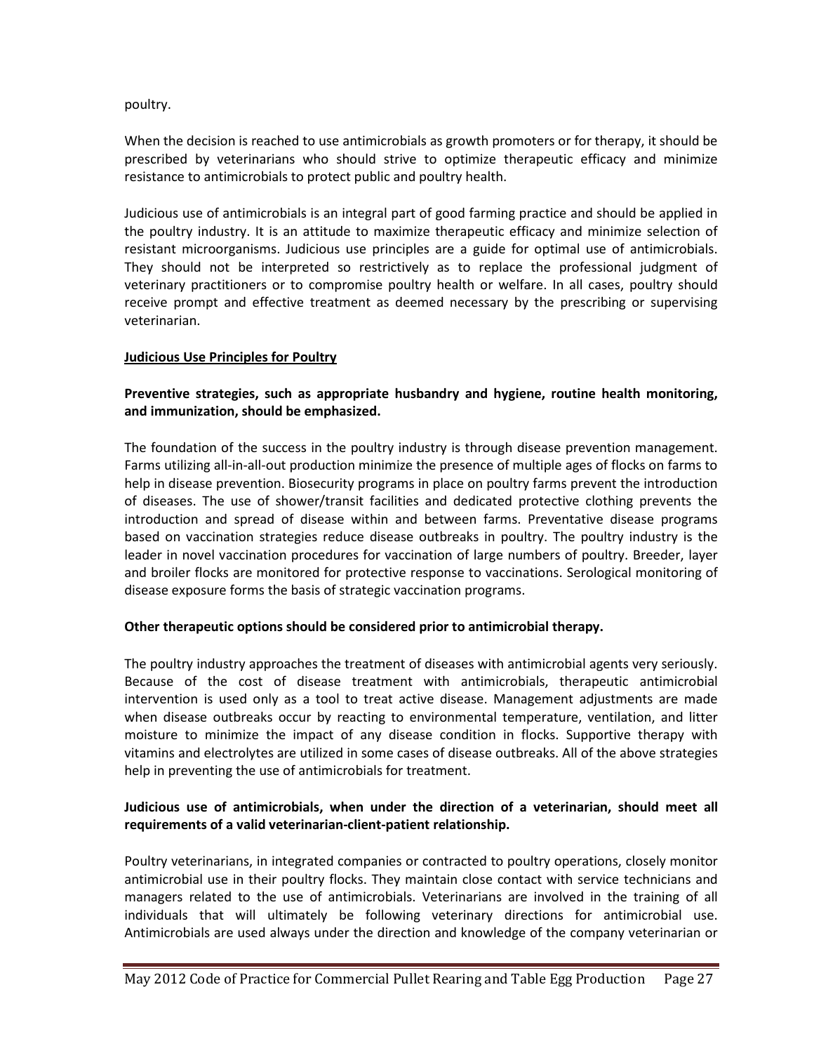poultry.

When the decision is reached to use antimicrobials as growth promoters or for therapy, it should be prescribed by veterinarians who should strive to optimize therapeutic efficacy and minimize resistance to antimicrobials to protect public and poultry health.

Judicious use of antimicrobials is an integral part of good farming practice and should be applied in the poultry industry. It is an attitude to maximize therapeutic efficacy and minimize selection of resistant microorganisms. Judicious use principles are a guide for optimal use of antimicrobials. They should not be interpreted so restrictively as to replace the professional judgment of veterinary practitioners or to compromise poultry health or welfare. In all cases, poultry should receive prompt and effective treatment as deemed necessary by the prescribing or supervising veterinarian.

**Judicious Use Principles for Poultry**

**Preventive strategies, such as appropriate husbandry and hygiene, routine health monitoring, and immunization, should be emphasized.**

The foundation of the success in the poultry industry is through disease prevention management. Farms utilizing all-in-all-out production minimize the presence of multiple ages of flocks on farms to help in disease prevention. Biosecurity programs in place on poultry farms prevent the introduction of diseases. The use of shower/transit facilities and dedicated protective clothing prevents the introduction and spread of disease within and between farms. Preventative disease programs based on vaccination strategies reduce disease outbreaks in poultry. The poultry industry is the leader in novel vaccination procedures for vaccination of large numbers of poultry. Breeder, layer and broiler flocks are monitored for protective response to vaccinations. Serological monitoring of disease exposure forms the basis of strategic vaccination programs.

**Other therapeutic options should be considered prior to antimicrobial therapy.**

The poultry industry approaches the treatment of diseases with antimicrobial agents very seriously. Because of the cost of disease treatment with antimicrobials, therapeutic antimicrobial intervention is used only as a tool to treat active disease. Management adjustments are made when disease outbreaks occur by reacting to environmental temperature, ventilation, and litter moisture to minimize the impact of any disease condition in flocks. Supportive therapy with vitamins and electrolytes are utilized in some cases of disease outbreaks. All of the above strategies help in preventing the use of antimicrobials for treatment.

**Judicious use of antimicrobials, when under the direction of a veterinarian, should meet all requirements of a valid veterinarian-client-patient relationship.**

Poultry veterinarians, in integrated companies or contracted to poultry operations, closely monitor antimicrobial use in their poultry flocks. They maintain close contact with service technicians and managers related to the use of antimicrobials. Veterinarians are involved in the training of all individuals that will ultimately be following veterinary directions for antimicrobial use. Antimicrobials are used always under the direction and knowledge of the company veterinarian or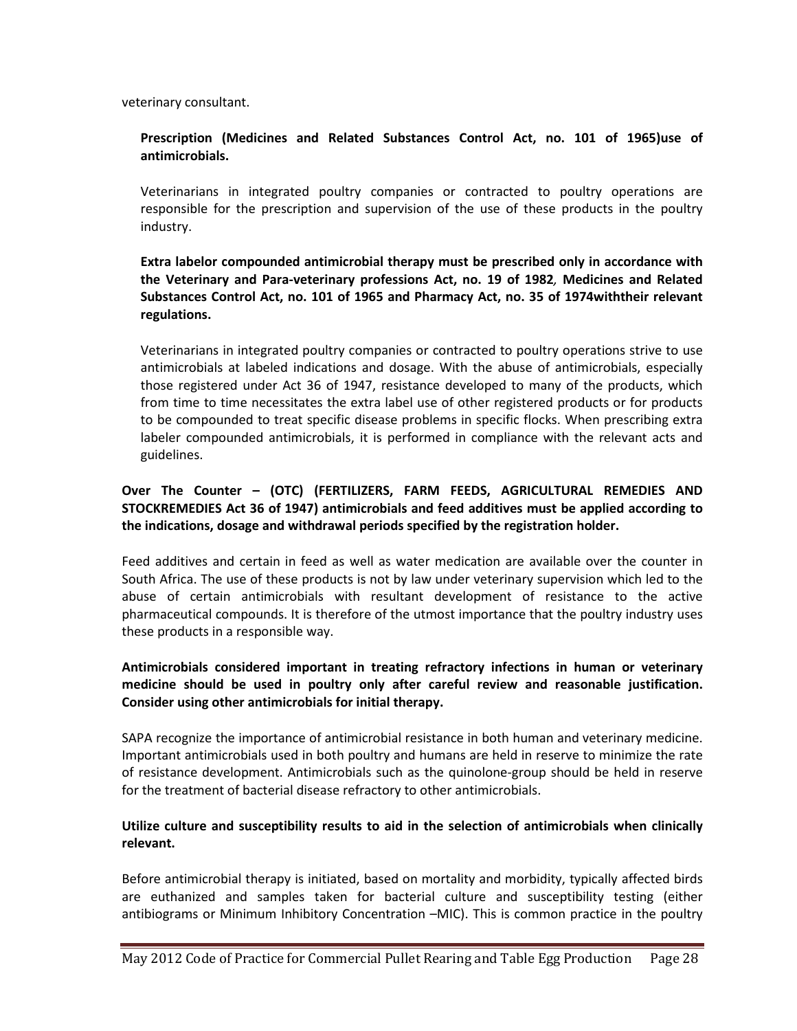veterinary consultant.

**Prescription (Medicines and Related Substances Control Act, no. 101 of 1965)use of antimicrobials.**

Veterinarians in integrated poultry companies or contracted to poultry operations are responsible for the prescription and supervision of the use of these products in the poultry industry.

**Extra labelor compounded antimicrobial therapy must be prescribed only in accordance with the Veterinary and Para-veterinary professions Act, no. 19 of 1982*,* Medicines and Related Substances Control Act, no. 101 of 1965 and Pharmacy Act, no. 35 of 1974withtheir relevant regulations.**

Veterinarians in integrated poultry companies or contracted to poultry operations strive to use antimicrobials at labeled indications and dosage. With the abuse of antimicrobials, especially those registered under Act 36 of 1947, resistance developed to many of the products, which from time to time necessitates the extra label use of other registered products or for products to be compounded to treat specific disease problems in specific flocks. When prescribing extra labeler compounded antimicrobials, it is performed in compliance with the relevant acts and guidelines.

**Over The Counter – (OTC) (FERTILIZERS, FARM FEEDS, AGRICULTURAL REMEDIES AND STOCKREMEDIES Act 36 of 1947) antimicrobials and feed additives must be applied according to the indications, dosage and withdrawal periods specified by the registration holder.**

Feed additives and certain in feed as well as water medication are available over the counter in South Africa. The use of these products is not by law under veterinary supervision which led to the abuse of certain antimicrobials with resultant development of resistance to the active pharmaceutical compounds. It is therefore of the utmost importance that the poultry industry uses these products in a responsible way.

**Antimicrobials considered important in treating refractory infections in human or veterinary medicine should be used in poultry only after careful review and reasonable justification. Consider using other antimicrobials for initial therapy.**

SAPA recognize the importance of antimicrobial resistance in both human and veterinary medicine. Important antimicrobials used in both poultry and humans are held in reserve to minimize the rate of resistance development. Antimicrobials such as the quinolone-group should be held in reserve for the treatment of bacterial disease refractory to other antimicrobials.

**Utilize culture and susceptibility results to aid in the selection of antimicrobials when clinically relevant.**

Before antimicrobial therapy is initiated, based on mortality and morbidity, typically affected birds are euthanized and samples taken for bacterial culture and susceptibility testing (either antibiograms or Minimum Inhibitory Concentration –MIC). This is common practice in the poultry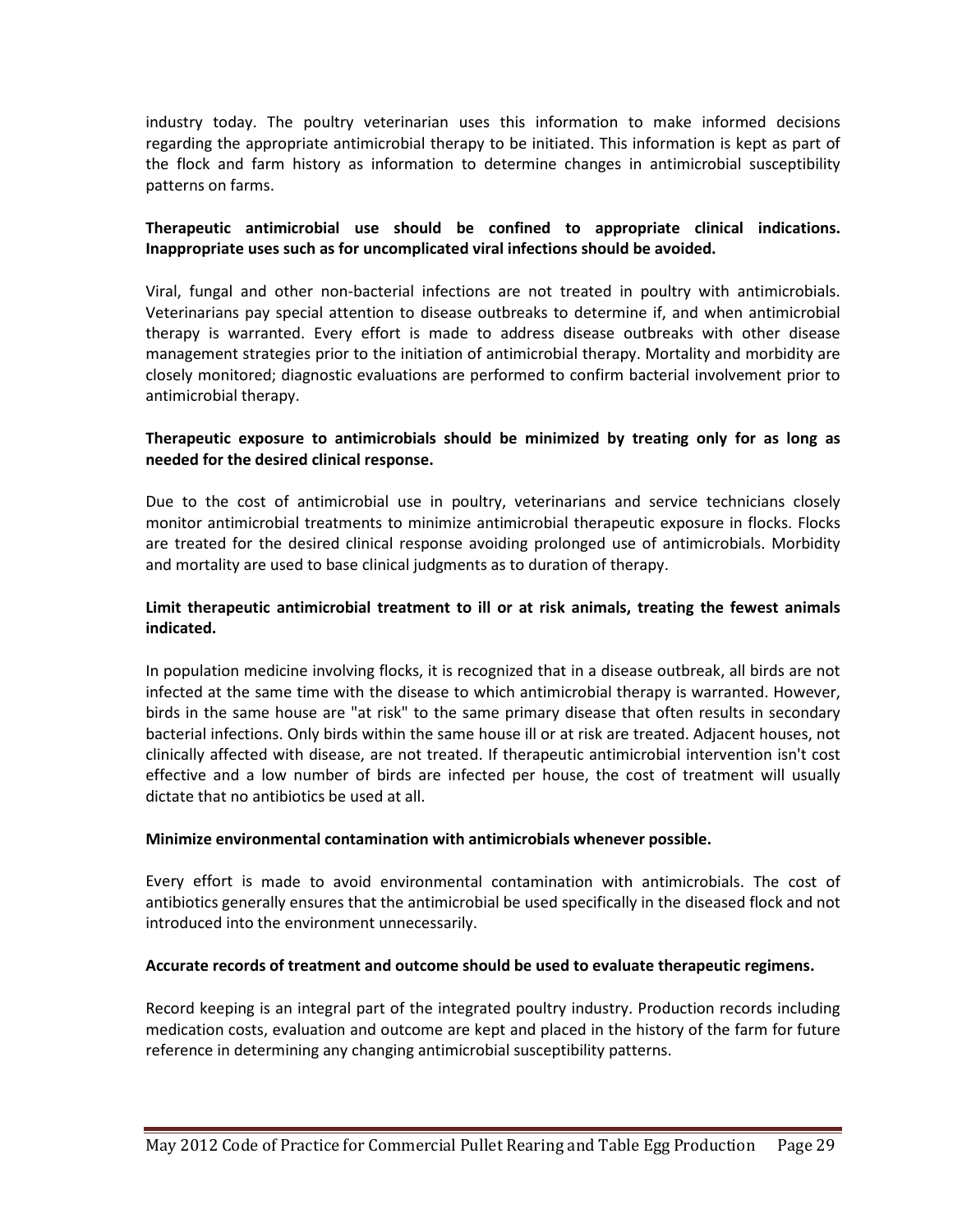industry today. The poultry veterinarian uses this information to make informed decisions regarding the appropriate antimicrobial therapy to be initiated. This information is kept as part of the flock and farm history as information to determine changes in antimicrobial susceptibility patterns on farms.

**Therapeutic antimicrobial use should be confined to appropriate clinical indications. Inappropriate uses such as for uncomplicated viral infections should be avoided.**

Viral, fungal and other non-bacterial infections are not treated in poultry with antimicrobials. Veterinarians pay special attention to disease outbreaks to determine if, and when antimicrobial therapy is warranted. Every effort is made to address disease outbreaks with other disease management strategies prior to the initiation of antimicrobial therapy. Mortality and morbidity are closely monitored; diagnostic evaluations are performed to confirm bacterial involvement prior to antimicrobial therapy.

**Therapeutic exposure to antimicrobials should be minimized by treating only for as long as needed for the desired clinical response.**

Due to the cost of antimicrobial use in poultry, veterinarians and service technicians closely monitor antimicrobial treatments to minimize antimicrobial therapeutic exposure in flocks. Flocks are treated for the desired clinical response avoiding prolonged use of antimicrobials. Morbidity and mortality are used to base clinical judgments as to duration of therapy.

**Limit therapeutic antimicrobial treatment to ill or at risk animals, treating the fewest animals indicated.**

In population medicine involving flocks, it is recognized that in a disease outbreak, all birds are not infected at the same time with the disease to which antimicrobial therapy is warranted. However, birds in the same house are "at risk" to the same primary disease that often results in secondary bacterial infections. Only birds within the same house ill or at risk are treated. Adjacent houses, not clinically affected with disease, are not treated. If therapeutic antimicrobial intervention isn't cost effective and a low number of birds are infected per house, the cost of treatment will usually dictate that no antibiotics be used at all.

**Minimize environmental contamination with antimicrobials whenever possible.**

Every effort is made to avoid environmental contamination with antimicrobials. The cost of antibiotics generally ensures that the antimicrobial be used specifically in the diseased flock and not introduced into the environment unnecessarily.

**Accurate records of treatment and outcome should be used to evaluate therapeutic regimens.**

Record keeping is an integral part of the integrated poultry industry. Production records including medication costs, evaluation and outcome are kept and placed in the history of the farm for future reference in determining any changing antimicrobial susceptibility patterns.